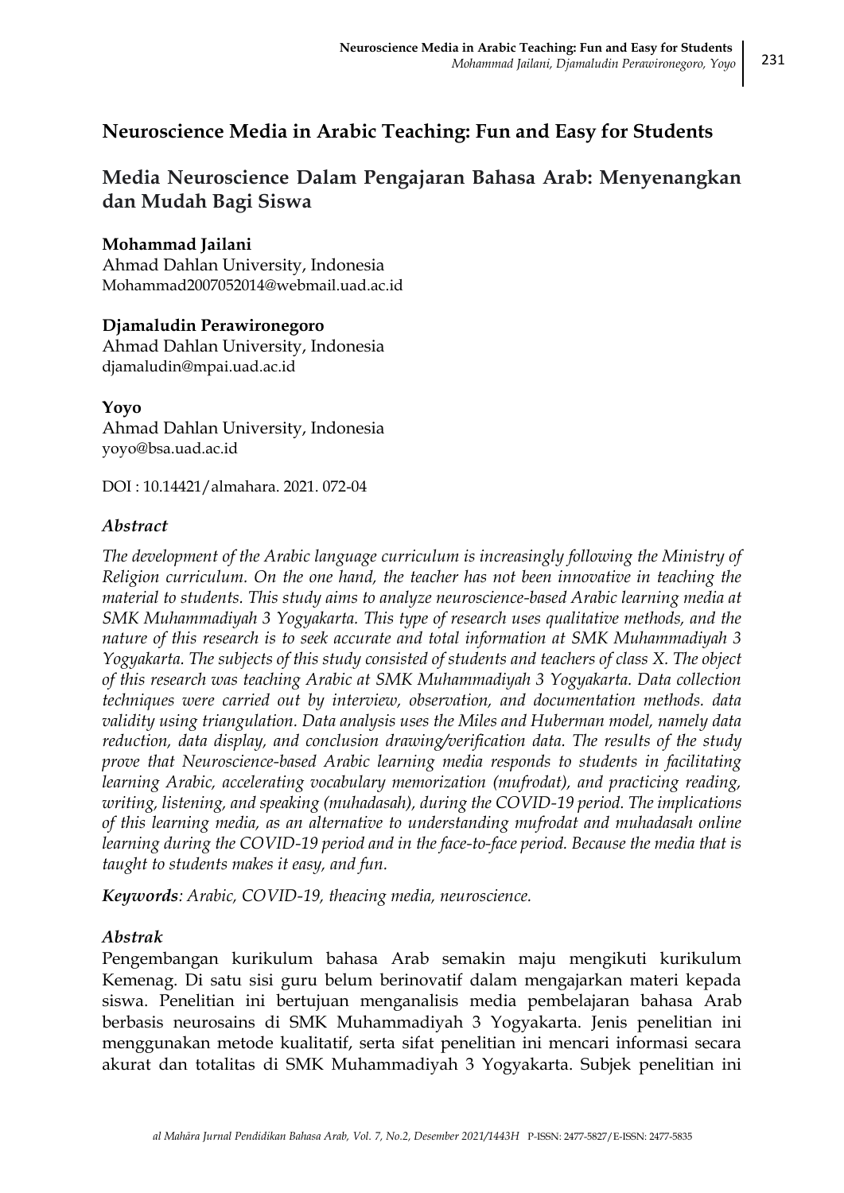# Neuroscience Media in Arabic Teaching: Fun and Easy for Students

# Media Neuroscience Dalam Pengajaran Bahasa Arab: Menyenangkan dan Mudah Bagi Siswa

**Mohammad Jailani**
Ahmad Dahlan University, Indonesia
Mohammad2007052014@webmail.uad.ac.id

**Djamaludin Perawironegoro**
Ahmad Dahlan University, Indonesia
djamaludin@mpai.uad.ac.id

**Yoyo**
Ahmad Dahlan University, Indonesia
yoyo@bsa.uad.ac.id

DOI : 10.14421/almahara. 2021. 072-04

### *Abstract*

*The development of the Arabic language curriculum is increasingly following the Ministry of Religion curriculum. On the one hand, the teacher has not been innovative in teaching the material to students. This study aims to analyze neuroscience-based Arabic learning media at SMK Muhammadiyah 3 Yogyakarta. This type of research uses qualitative methods, and the nature of this research is to seek accurate and total information at SMK Muhammadiyah 3 Yogyakarta. The subjects of this study consisted of students and teachers of class X. The object of this research was teaching Arabic at SMK Muhammadiyah 3 Yogyakarta. Data collection techniques were carried out by interview, observation, and documentation methods. data validity using triangulation. Data analysis uses the Miles and Huberman model, namely data reduction, data display, and conclusion drawing/verification data. The results of the study prove that Neuroscience-based Arabic learning media responds to students in facilitating learning Arabic, accelerating vocabulary memorization (mufrodat), and practicing reading, writing, listening, and speaking (muhadasah), during the COVID-19 period. The implications of this learning media, as an alternative to understanding mufrodat and muhadasah online learning during the COVID-19 period and in the face-to-face period. Because the media that is taught to students makes it easy, and fun.*

***Keywords****: Arabic, COVID-19, theacing media, neuroscience.*

### *Abstrak*

Pengembangan kurikulum bahasa Arab semakin maju mengikuti kurikulum Kemenag. Di satu sisi guru belum berinovatif dalam mengajarkan materi kepada siswa. Penelitian ini bertujuan menganalisis media pembelajaran bahasa Arab berbasis neurosains di SMK Muhammadiyah 3 Yogyakarta. Jenis penelitian ini menggunakan metode kualitatif, serta sifat penelitian ini mencari informasi secara akurat dan totalitas di SMK Muhammadiyah 3 Yogyakarta. Subjek penelitian ini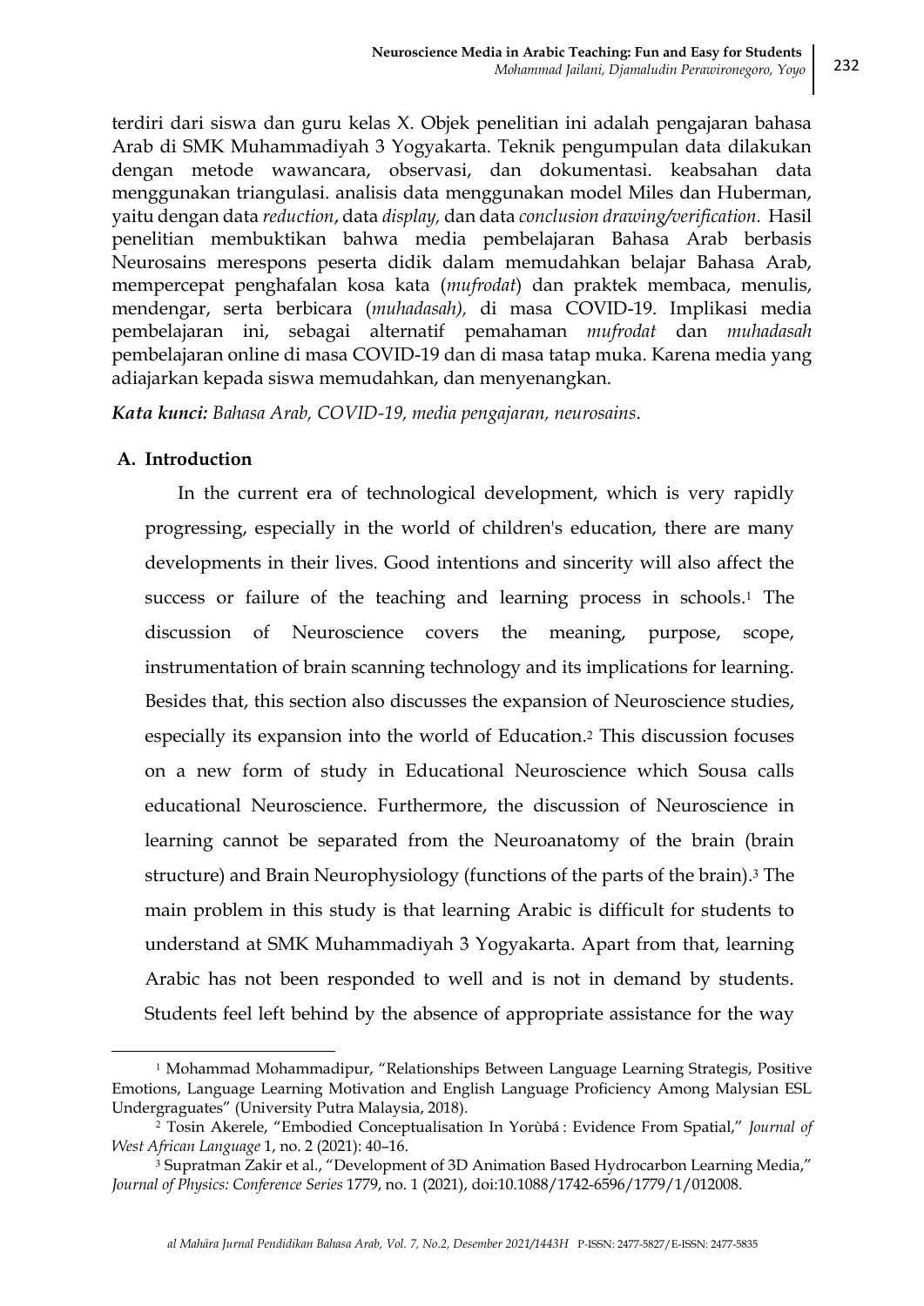terdiri dari siswa dan guru kelas X. Objek penelitian ini adalah pengajaran bahasa Arab di SMK Muhammadiyah 3 Yogyakarta. Teknik pengumpulan data dilakukan dengan metode wawancara, observasi, dan dokumentasi. keabsahan data menggunakan triangulasi. analisis data menggunakan model Miles dan Huberman, yaitu dengan data *reduction*, data *display,* dan data *conclusion drawing/verification.* Hasil penelitian membuktikan bahwa media pembelajaran Bahasa Arab berbasis Neurosains merespons peserta didik dalam memudahkan belajar Bahasa Arab, mempercepat penghafalan kosa kata (*mufrodat*) dan praktek membaca, menulis, mendengar, serta berbicara (*muhadasah),* di masa COVID-19. Implikasi media pembelajaran ini, sebagai alternatif pemahaman *mufrodat* dan *muhadasah* pembelajaran online di masa COVID-19 dan di masa tatap muka. Karena media yang adiajarkan kepada siswa memudahkan, dan menyenangkan.

***Kata kunci:*** *Bahasa Arab, COVID-19, media pengajaran, neurosains*.

## A. Introduction

In the current era of technological development, which is very rapidly progressing, especially in the world of children's education, there are many developments in their lives. Good intentions and sincerity will also affect the success or failure of the teaching and learning process in schools.[1] The discussion of Neuroscience covers the meaning, purpose, scope, instrumentation of brain scanning technology and its implications for learning. Besides that, this section also discusses the expansion of Neuroscience studies, especially its expansion into the world of Education.[2] This discussion focuses on a new form of study in Educational Neuroscience which Sousa calls educational Neuroscience. Furthermore, the discussion of Neuroscience in learning cannot be separated from the Neuroanatomy of the brain (brain structure) and Brain Neurophysiology (functions of the parts of the brain).[3] The main problem in this study is that learning Arabic is difficult for students to understand at SMK Muhammadiyah 3 Yogyakarta. Apart from that, learning Arabic has not been responded to well and is not in demand by students. Students feel left behind by the absence of appropriate assistance for the way

---

[1] Mohammad Mohammadipur, "Relationships Between Language Learning Strategis, Positive Emotions, Language Learning Motivation and English Language Proficiency Among Malysian ESL Undergraguates" (University Putra Malaysia, 2018).

[2] Tosin Akerele, "Embodied Conceptualisation In Yorùbá : Evidence From Spatial," *Journal of West African Language* 1, no. 2 (2021): 40–16.

[3] Supratman Zakir et al., "Development of 3D Animation Based Hydrocarbon Learning Media," *Journal of Physics: Conference Series* 1779, no. 1 (2021), doi:10.1088/1742-6596/1779/1/012008.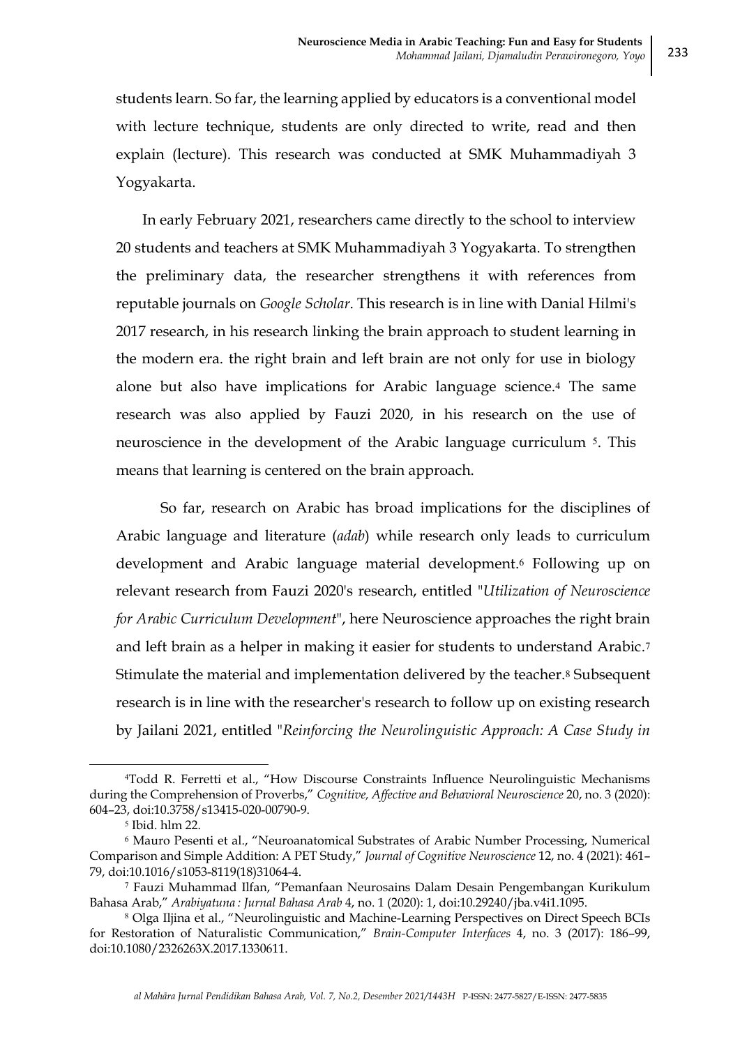students learn. So far, the learning applied by educators is a conventional model with lecture technique, students are only directed to write, read and then explain (lecture). This research was conducted at SMK Muhammadiyah 3 Yogyakarta.

In early February 2021, researchers came directly to the school to interview 20 students and teachers at SMK Muhammadiyah 3 Yogyakarta. To strengthen the preliminary data, the researcher strengthens it with references from reputable journals on *Google Scholar*. This research is in line with Danial Hilmi's 2017 research, in his research linking the brain approach to student learning in the modern era. the right brain and left brain are not only for use in biology alone but also have implications for Arabic language science.[4] The same research was also applied by Fauzi 2020, in his research on the use of neuroscience in the development of the Arabic language curriculum [5]. This means that learning is centered on the brain approach.

So far, research on Arabic has broad implications for the disciplines of Arabic language and literature (*adab*) while research only leads to curriculum development and Arabic language material development.[6] Following up on relevant research from Fauzi 2020's research, entitled "*Utilization of Neuroscience for Arabic Curriculum Development*", here Neuroscience approaches the right brain and left brain as a helper in making it easier for students to understand Arabic.[7] Stimulate the material and implementation delivered by the teacher.[8] Subsequent research is in line with the researcher's research to follow up on existing research by Jailani 2021, entitled "*Reinforcing the Neurolinguistic Approach: A Case Study in*

---

[4] Todd R. Ferretti et al., "How Discourse Constraints Influence Neurolinguistic Mechanisms during the Comprehension of Proverbs," *Cognitive, Affective and Behavioral Neuroscience* 20, no. 3 (2020): 604–23, doi:10.3758/s13415-020-00790-9.

[5] Ibid. hlm 22.

[6] Mauro Pesenti et al., "Neuroanatomical Substrates of Arabic Number Processing, Numerical Comparison and Simple Addition: A PET Study," *Journal of Cognitive Neuroscience* 12, no. 4 (2021): 461–79, doi:10.1016/s1053-8119(18)31064-4.

[7] Fauzi Muhammad Ilfan, "Pemanfaan Neurosains Dalam Desain Pengembangan Kurikulum Bahasa Arab," *Arabiyatuna : Jurnal Bahasa Arab* 4, no. 1 (2020): 1, doi:10.29240/jba.v4i1.1095.

[8] Olga Iljina et al., "Neurolinguistic and Machine-Learning Perspectives on Direct Speech BCIs for Restoration of Naturalistic Communication," *Brain-Computer Interfaces* 4, no. 3 (2017): 186–99, doi:10.1080/2326263X.2017.1330611.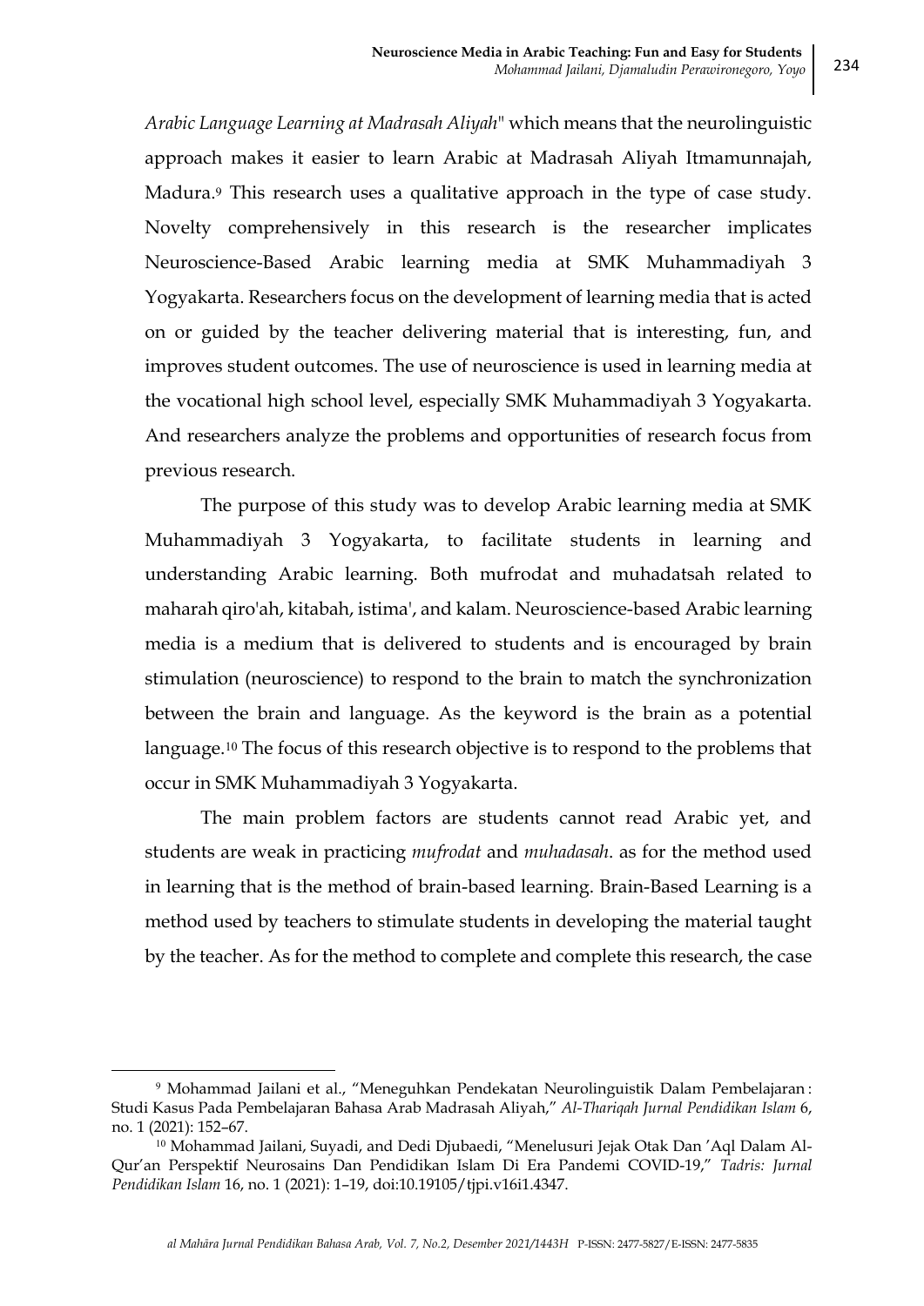*Arabic Language Learning at Madrasah Aliyah*" which means that the neurolinguistic approach makes it easier to learn Arabic at Madrasah Aliyah Itmamunnajah, Madura.[9] This research uses a qualitative approach in the type of case study. Novelty comprehensively in this research is the researcher implicates Neuroscience-Based Arabic learning media at SMK Muhammadiyah 3 Yogyakarta. Researchers focus on the development of learning media that is acted on or guided by the teacher delivering material that is interesting, fun, and improves student outcomes. The use of neuroscience is used in learning media at the vocational high school level, especially SMK Muhammadiyah 3 Yogyakarta. And researchers analyze the problems and opportunities of research focus from previous research.

The purpose of this study was to develop Arabic learning media at SMK Muhammadiyah 3 Yogyakarta, to facilitate students in learning and understanding Arabic learning. Both mufrodat and muhadatsah related to maharah qiro'ah, kitabah, istima', and kalam. Neuroscience-based Arabic learning media is a medium that is delivered to students and is encouraged by brain stimulation (neuroscience) to respond to the brain to match the synchronization between the brain and language. As the keyword is the brain as a potential language.[10] The focus of this research objective is to respond to the problems that occur in SMK Muhammadiyah 3 Yogyakarta.

The main problem factors are students cannot read Arabic yet, and students are weak in practicing *mufrodat* and *muhadasah*. as for the method used in learning that is the method of brain-based learning. Brain-Based Learning is a method used by teachers to stimulate students in developing the material taught by the teacher. As for the method to complete and complete this research, the case

---

[9] Mohammad Jailani et al., "Meneguhkan Pendekatan Neurolinguistik Dalam Pembelajaran : Studi Kasus Pada Pembelajaran Bahasa Arab Madrasah Aliyah," *Al-Thariqah Jurnal Pendidikan Islam* 6, no. 1 (2021): 152–67.

[10] Mohammad Jailani, Suyadi, and Dedi Djubaedi, "Menelusuri Jejak Otak Dan 'Aql Dalam Al-Qur'an Perspektif Neurosains Dan Pendidikan Islam Di Era Pandemi COVID-19," *Tadris: Jurnal Pendidikan Islam* 16, no. 1 (2021): 1–19, doi:10.19105/tjpi.v16i1.4347.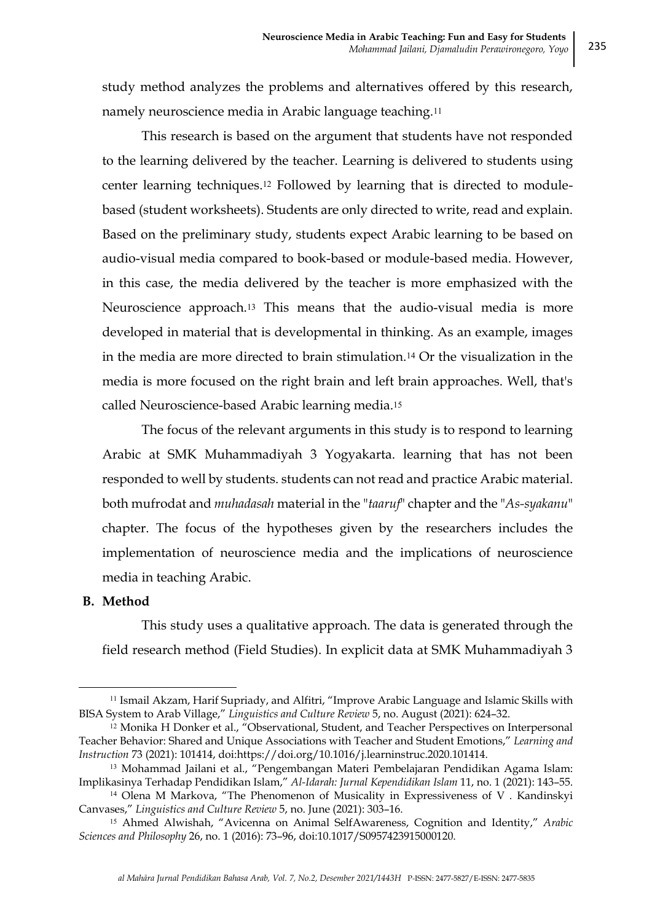study method analyzes the problems and alternatives offered by this research, namely neuroscience media in Arabic language teaching.[11]

This research is based on the argument that students have not responded to the learning delivered by the teacher. Learning is delivered to students using center learning techniques.[12] Followed by learning that is directed to module-based (student worksheets). Students are only directed to write, read and explain. Based on the preliminary study, students expect Arabic learning to be based on audio-visual media compared to book-based or module-based media. However, in this case, the media delivered by the teacher is more emphasized with the Neuroscience approach.[13] This means that the audio-visual media is more developed in material that is developmental in thinking. As an example, images in the media are more directed to brain stimulation.[14] Or the visualization in the media is more focused on the right brain and left brain approaches. Well, that's called Neuroscience-based Arabic learning media.[15]

The focus of the relevant arguments in this study is to respond to learning Arabic at SMK Muhammadiyah 3 Yogyakarta. learning that has not been responded to well by students. students can not read and practice Arabic material. both mufrodat and *muhadasah* material in the "*taaruf*" chapter and the "*As-syakanu*" chapter. The focus of the hypotheses given by the researchers includes the implementation of neuroscience media and the implications of neuroscience media in teaching Arabic.

## B. Method

This study uses a qualitative approach. The data is generated through the field research method (Field Studies). In explicit data at SMK Muhammadiyah 3

---

[11] Ismail Akzam, Harif Supriady, and Alfitri, "Improve Arabic Language and Islamic Skills with BISA System to Arab Village," *Linguistics and Culture Review* 5, no. August (2021): 624–32.

[12] Monika H Donker et al., "Observational, Student, and Teacher Perspectives on Interpersonal Teacher Behavior: Shared and Unique Associations with Teacher and Student Emotions," *Learning and Instruction* 73 (2021): 101414, doi:https://doi.org/10.1016/j.learninstruc.2020.101414.

[13] Mohammad Jailani et al., "Pengembangan Materi Pembelajaran Pendidikan Agama Islam: Implikasinya Terhadap Pendidikan Islam," *Al-Idarah: Jurnal Kependidikan Islam* 11, no. 1 (2021): 143–55.

[14] Olena M Markova, "The Phenomenon of Musicality in Expressiveness of V . Kandinskyi Canvases," *Linguistics and Culture Review* 5, no. June (2021): 303–16.

[15] Ahmed Alwishah, "Avicenna on Animal SelfAwareness, Cognition and Identity," *Arabic Sciences and Philosophy* 26, no. 1 (2016): 73–96, doi:10.1017/S0957423915000120.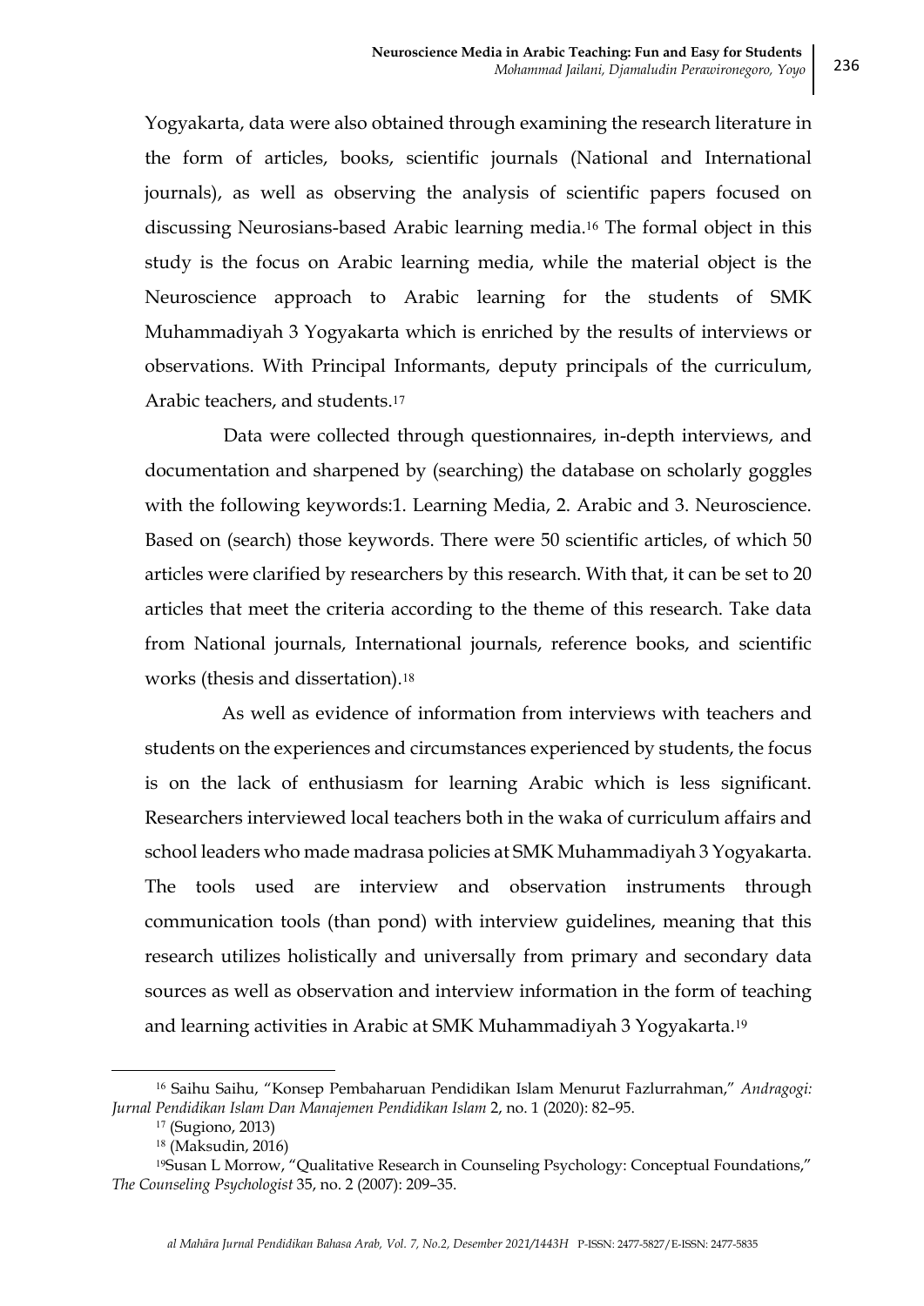Yogyakarta, data were also obtained through examining the research literature in the form of articles, books, scientific journals (National and International journals), as well as observing the analysis of scientific papers focused on discussing Neurosians-based Arabic learning media.[16] The formal object in this study is the focus on Arabic learning media, while the material object is the Neuroscience approach to Arabic learning for the students of SMK Muhammadiyah 3 Yogyakarta which is enriched by the results of interviews or observations. With Principal Informants, deputy principals of the curriculum, Arabic teachers, and students.[17]

Data were collected through questionnaires, in-depth interviews, and documentation and sharpened by (searching) the database on scholarly goggles with the following keywords:1. Learning Media, 2. Arabic and 3. Neuroscience. Based on (search) those keywords. There were 50 scientific articles, of which 50 articles were clarified by researchers by this research. With that, it can be set to 20 articles that meet the criteria according to the theme of this research. Take data from National journals, International journals, reference books, and scientific works (thesis and dissertation).[18]

As well as evidence of information from interviews with teachers and students on the experiences and circumstances experienced by students, the focus is on the lack of enthusiasm for learning Arabic which is less significant. Researchers interviewed local teachers both in the waka of curriculum affairs and school leaders who made madrasa policies at SMK Muhammadiyah 3 Yogyakarta. The tools used are interview and observation instruments through communication tools (than pond) with interview guidelines, meaning that this research utilizes holistically and universally from primary and secondary data sources as well as observation and interview information in the form of teaching and learning activities in Arabic at SMK Muhammadiyah 3 Yogyakarta.[19]

---

[16] Saihu Saihu, "Konsep Pembaharuan Pendidikan Islam Menurut Fazlurrahman," *Andragogi: Jurnal Pendidikan Islam Dan Manajemen Pendidikan Islam* 2, no. 1 (2020): 82–95.

[17] (Sugiono, 2013)

[18] (Maksudin, 2016)

[19] Susan L Morrow, "Qualitative Research in Counseling Psychology: Conceptual Foundations," *The Counseling Psychologist* 35, no. 2 (2007): 209–35.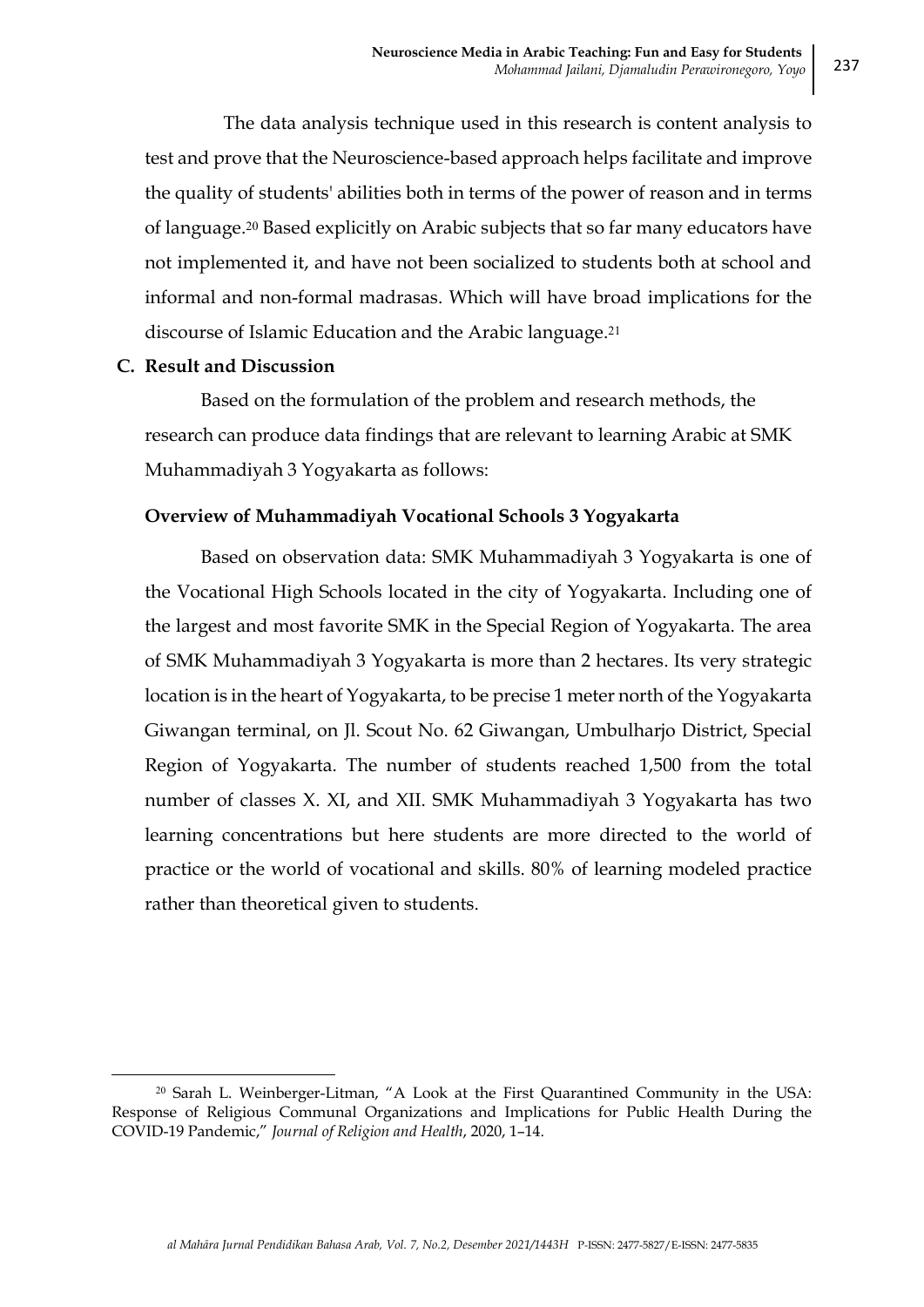The data analysis technique used in this research is content analysis to test and prove that the Neuroscience-based approach helps facilitate and improve the quality of students' abilities both in terms of the power of reason and in terms of language.[20] Based explicitly on Arabic subjects that so far many educators have not implemented it, and have not been socialized to students both at school and informal and non-formal madrasas. Which will have broad implications for the discourse of Islamic Education and the Arabic language.[21]

## C. Result and Discussion

Based on the formulation of the problem and research methods, the research can produce data findings that are relevant to learning Arabic at SMK Muhammadiyah 3 Yogyakarta as follows:

### Overview of Muhammadiyah Vocational Schools 3 Yogyakarta

Based on observation data: SMK Muhammadiyah 3 Yogyakarta is one of the Vocational High Schools located in the city of Yogyakarta. Including one of the largest and most favorite SMK in the Special Region of Yogyakarta. The area of SMK Muhammadiyah 3 Yogyakarta is more than 2 hectares. Its very strategic location is in the heart of Yogyakarta, to be precise 1 meter north of the Yogyakarta Giwangan terminal, on Jl. Scout No. 62 Giwangan, Umbulharjo District, Special Region of Yogyakarta. The number of students reached 1,500 from the total number of classes X. XI, and XII. SMK Muhammadiyah 3 Yogyakarta has two learning concentrations but here students are more directed to the world of practice or the world of vocational and skills. 80% of learning modeled practice rather than theoretical given to students.

---

[20] Sarah L. Weinberger-Litman, "A Look at the First Quarantined Community in the USA: Response of Religious Communal Organizations and Implications for Public Health During the COVID-19 Pandemic," *Journal of Religion and Health*, 2020, 1–14.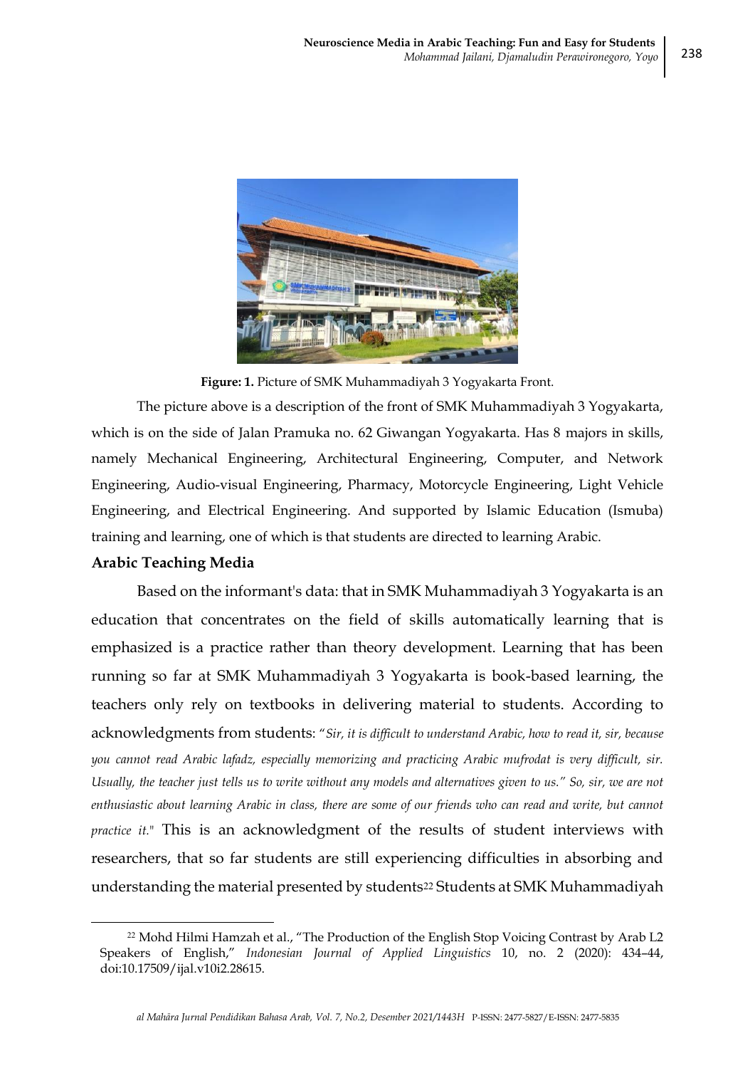**Figure: 1.** Picture of SMK Muhammadiyah 3 Yogyakarta Front.

The picture above is a description of the front of SMK Muhammadiyah 3 Yogyakarta, which is on the side of Jalan Pramuka no. 62 Giwangan Yogyakarta. Has 8 majors in skills, namely Mechanical Engineering, Architectural Engineering, Computer, and Network Engineering, Audio-visual Engineering, Pharmacy, Motorcycle Engineering, Light Vehicle Engineering, and Electrical Engineering. And supported by Islamic Education (Ismuba) training and learning, one of which is that students are directed to learning Arabic.

**Arabic Teaching Media**

Based on the informant's data: that in SMK Muhammadiyah 3 Yogyakarta is an education that concentrates on the field of skills automatically learning that is emphasized is a practice rather than theory development. Learning that has been running so far at SMK Muhammadiyah 3 Yogyakarta is book-based learning, the teachers only rely on textbooks in delivering material to students. According to acknowledgments from students: "*Sir, it is difficult to understand Arabic, how to read it, sir, because you cannot read Arabic lafadz, especially memorizing and practicing Arabic mufrodat is very difficult, sir. Usually, the teacher just tells us to write without any models and alternatives given to us." So, sir, we are not enthusiastic about learning Arabic in class, there are some of our friends who can read and write, but cannot practice it.*" This is an acknowledgment of the results of student interviews with researchers, that so far students are still experiencing difficulties in absorbing and understanding the material presented by students[22] Students at SMK Muhammadiyah

[22] Mohd Hilmi Hamzah et al., "The Production of the English Stop Voicing Contrast by Arab L2 Speakers of English," *Indonesian Journal of Applied Linguistics* 10, no. 2 (2020): 434–44, doi:10.17509/ijal.v10i2.28615.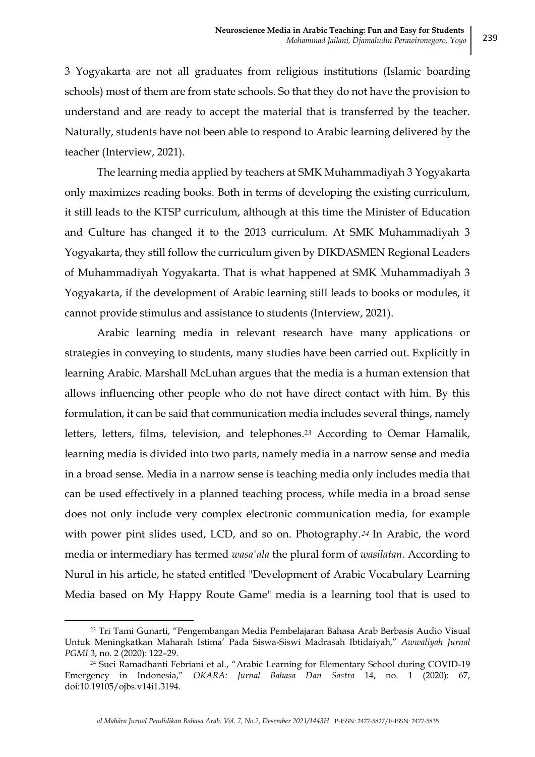3 Yogyakarta are not all graduates from religious institutions (Islamic boarding schools) most of them are from state schools. So that they do not have the provision to understand and are ready to accept the material that is transferred by the teacher. Naturally, students have not been able to respond to Arabic learning delivered by the teacher (Interview, 2021).

The learning media applied by teachers at SMK Muhammadiyah 3 Yogyakarta only maximizes reading books. Both in terms of developing the existing curriculum, it still leads to the KTSP curriculum, although at this time the Minister of Education and Culture has changed it to the 2013 curriculum. At SMK Muhammadiyah 3 Yogyakarta, they still follow the curriculum given by DIKDASMEN Regional Leaders of Muhammadiyah Yogyakarta. That is what happened at SMK Muhammadiyah 3 Yogyakarta, if the development of Arabic learning still leads to books or modules, it cannot provide stimulus and assistance to students (Interview, 2021).

Arabic learning media in relevant research have many applications or strategies in conveying to students, many studies have been carried out. Explicitly in learning Arabic. Marshall McLuhan argues that the media is a human extension that allows influencing other people who do not have direct contact with him. By this formulation, it can be said that communication media includes several things, namely letters, letters, films, television, and telephones.[23] According to Oemar Hamalik, learning media is divided into two parts, namely media in a narrow sense and media in a broad sense. Media in a narrow sense is teaching media only includes media that can be used effectively in a planned teaching process, while media in a broad sense does not only include very complex electronic communication media, for example with power pint slides used, LCD, and so on. Photography.[24] In Arabic, the word media or intermediary has termed *wasa'ala* the plural form of *wasilatan*. According to Nurul in his article, he stated entitled "Development of Arabic Vocabulary Learning Media based on My Happy Route Game" media is a learning tool that is used to

---

[23] Tri Tami Gunarti, "Pengembangan Media Pembelajaran Bahasa Arab Berbasis Audio Visual Untuk Meningkatkan Maharah Istima' Pada Siswa-Siswi Madrasah Ibtidaiyah," *Awwaliyah Jurnal PGMI* 3, no. 2 (2020): 122–29.

[24] Suci Ramadhanti Febriani et al., "Arabic Learning for Elementary School during COVID-19 Emergency in Indonesia," *OKARA: Jurnal Bahasa Dan Sastra* 14, no. 1 (2020): 67, doi:10.19105/ojbs.v14i1.3194.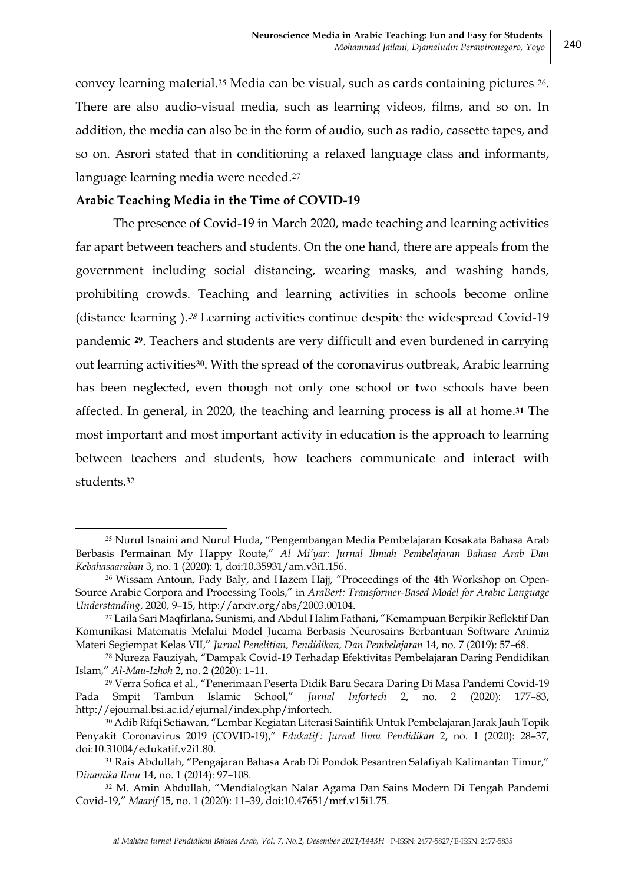convey learning material.[25] Media can be visual, such as cards containing pictures [26]. There are also audio-visual media, such as learning videos, films, and so on. In addition, the media can also be in the form of audio, such as radio, cassette tapes, and so on. Asrori stated that in conditioning a relaxed language class and informants, language learning media were needed.[27]

**Arabic Teaching Media in the Time of COVID-19**

The presence of Covid-19 in March 2020, made teaching and learning activities far apart between teachers and students. On the one hand, there are appeals from the government including social distancing, wearing masks, and washing hands, prohibiting crowds. Teaching and learning activities in schools become online (distance learning ).[28] Learning activities continue despite the widespread Covid-19 pandemic [29]. Teachers and students are very difficult and even burdened in carrying out learning activities[30]. With the spread of the coronavirus outbreak, Arabic learning has been neglected, even though not only one school or two schools have been affected. In general, in 2020, the teaching and learning process is all at home.[31] The most important and most important activity in education is the approach to learning between teachers and students, how teachers communicate and interact with students.[32]

---

[25] Nurul Isnaini and Nurul Huda, "Pengembangan Media Pembelajaran Kosakata Bahasa Arab Berbasis Permainan My Happy Route," *Al Mi'yar: Jurnal Ilmiah Pembelajaran Bahasa Arab Dan Kebahasaaraban* 3, no. 1 (2020): 1, doi:10.35931/am.v3i1.156.

[26] Wissam Antoun, Fady Baly, and Hazem Hajj, "Proceedings of the 4th Workshop on Open-Source Arabic Corpora and Processing Tools," in *AraBert: Transformer-Based Model for Arabic Language Understanding*, 2020, 9–15, http://arxiv.org/abs/2003.00104.

[27] Laila Sari Maqfirlana, Sunismi, and Abdul Halim Fathani, "Kemampuan Berpikir Reflektif Dan Komunikasi Matematis Melalui Model Jucama Berbasis Neurosains Berbantuan Software Animiz Materi Segiempat Kelas VII," *Jurnal Penelitian, Pendidikan, Dan Pembelajaran* 14, no. 7 (2019): 57–68.

[28] Nureza Fauziyah, "Dampak Covid-19 Terhadap Efektivitas Pembelajaran Daring Pendidikan Islam," *Al-Mau-Izhoh* 2, no. 2 (2020): 1–11.

[29] Verra Sofica et al., "Penerimaan Peserta Didik Baru Secara Daring Di Masa Pandemi Covid-19 Pada Smpit Tambun Islamic School," *Jurnal Infortech* 2, no. 2 (2020): 177–83, http://ejournal.bsi.ac.id/ejurnal/index.php/infortech.

[30] Adib Rifqi Setiawan, "Lembar Kegiatan Literasi Saintifik Untuk Pembelajaran Jarak Jauh Topik Penyakit Coronavirus 2019 (COVID-19)," *Edukatif : Jurnal Ilmu Pendidikan* 2, no. 1 (2020): 28–37, doi:10.31004/edukatif.v2i1.80.

[31] Rais Abdullah, "Pengajaran Bahasa Arab Di Pondok Pesantren Salafiyah Kalimantan Timur," *Dinamika Ilmu* 14, no. 1 (2014): 97–108.

[32] M. Amin Abdullah, "Mendialogkan Nalar Agama Dan Sains Modern Di Tengah Pandemi Covid-19," *Maarif* 15, no. 1 (2020): 11–39, doi:10.47651/mrf.v15i1.75.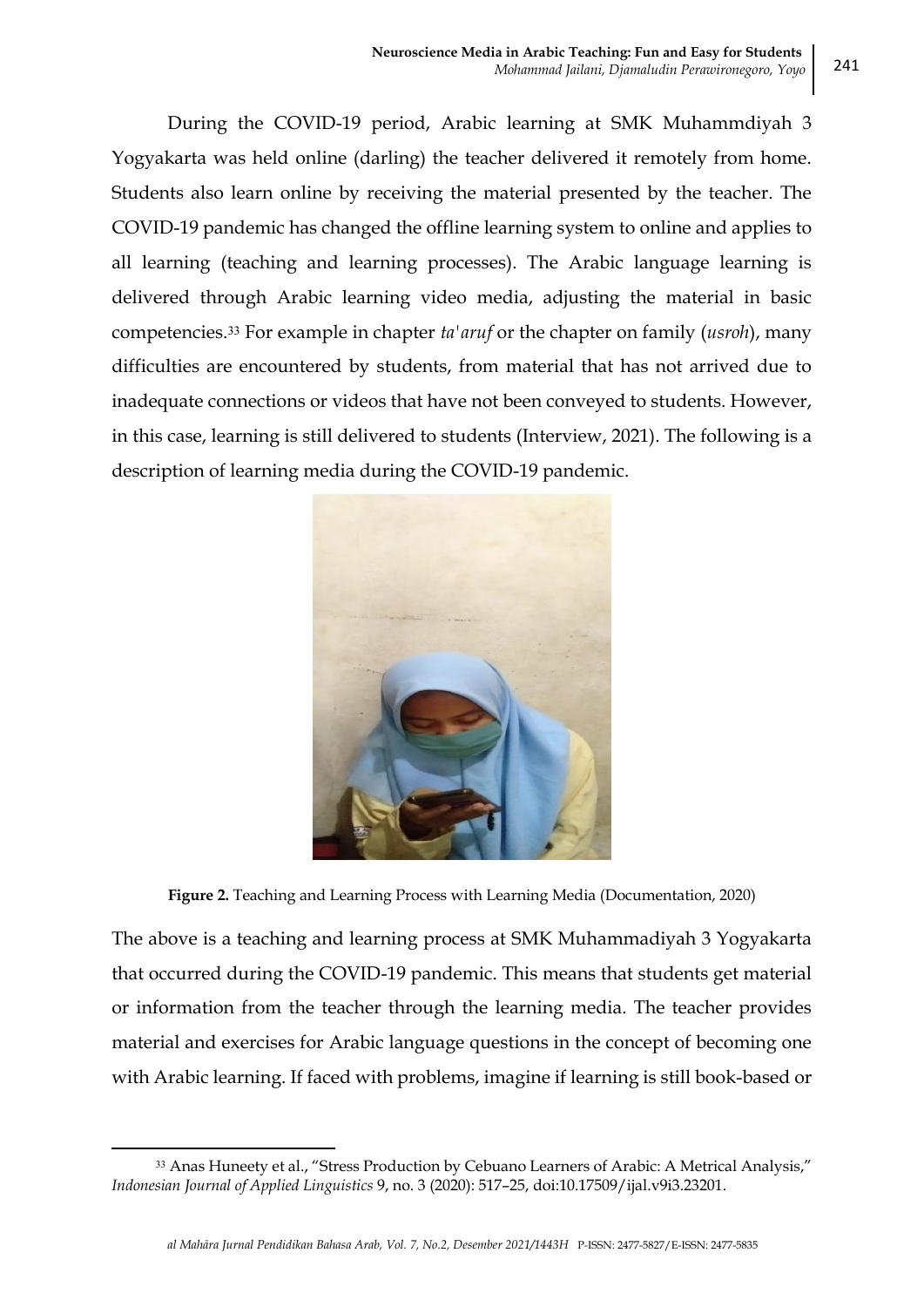During the COVID-19 period, Arabic learning at SMK Muhammdiyah 3 Yogyakarta was held online (darling) the teacher delivered it remotely from home. Students also learn online by receiving the material presented by the teacher. The COVID-19 pandemic has changed the offline learning system to online and applies to all learning (teaching and learning processes). The Arabic language learning is delivered through Arabic learning video media, adjusting the material in basic competencies.[33] For example in chapter *ta'aruf* or the chapter on family (*usroh*), many difficulties are encountered by students, from material that has not arrived due to inadequate connections or videos that have not been conveyed to students. However, in this case, learning is still delivered to students (Interview, 2021). The following is a description of learning media during the COVID-19 pandemic.

**Figure 2.** Teaching and Learning Process with Learning Media (Documentation, 2020)

The above is a teaching and learning process at SMK Muhammadiyah 3 Yogyakarta that occurred during the COVID-19 pandemic. This means that students get material or information from the teacher through the learning media. The teacher provides material and exercises for Arabic language questions in the concept of becoming one with Arabic learning. If faced with problems, imagine if learning is still book-based or

---

[33] Anas Huneety et al., "Stress Production by Cebuano Learners of Arabic: A Metrical Analysis," *Indonesian Journal of Applied Linguistics* 9, no. 3 (2020): 517–25, doi:10.17509/ijal.v9i3.23201.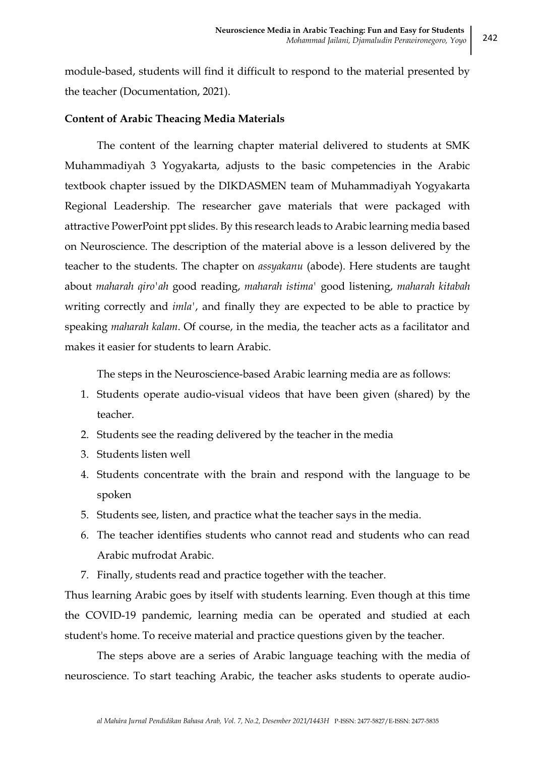module-based, students will find it difficult to respond to the material presented by the teacher (Documentation, 2021).

**Content of Arabic Theacing Media Materials**

The content of the learning chapter material delivered to students at SMK Muhammadiyah 3 Yogyakarta, adjusts to the basic competencies in the Arabic textbook chapter issued by the DIKDASMEN team of Muhammadiyah Yogyakarta Regional Leadership. The researcher gave materials that were packaged with attractive PowerPoint ppt slides. By this research leads to Arabic learning media based on Neuroscience. The description of the material above is a lesson delivered by the teacher to the students. The chapter on *assyakanu* (abode). Here students are taught about *maharah qiro'ah* good reading, *maharah istima'* good listening, *maharah kitabah* writing correctly and *imla'*, and finally they are expected to be able to practice by speaking *maharah kalam*. Of course, in the media, the teacher acts as a facilitator and makes it easier for students to learn Arabic.

The steps in the Neuroscience-based Arabic learning media are as follows:

1. Students operate audio-visual videos that have been given (shared) by the teacher.
2. Students see the reading delivered by the teacher in the media
3. Students listen well
4. Students concentrate with the brain and respond with the language to be spoken
5. Students see, listen, and practice what the teacher says in the media.
6. The teacher identifies students who cannot read and students who can read Arabic mufrodat Arabic.
7. Finally, students read and practice together with the teacher.

Thus learning Arabic goes by itself with students learning. Even though at this time the COVID-19 pandemic, learning media can be operated and studied at each student's home. To receive material and practice questions given by the teacher.

The steps above are a series of Arabic language teaching with the media of neuroscience. To start teaching Arabic, the teacher asks students to operate audio-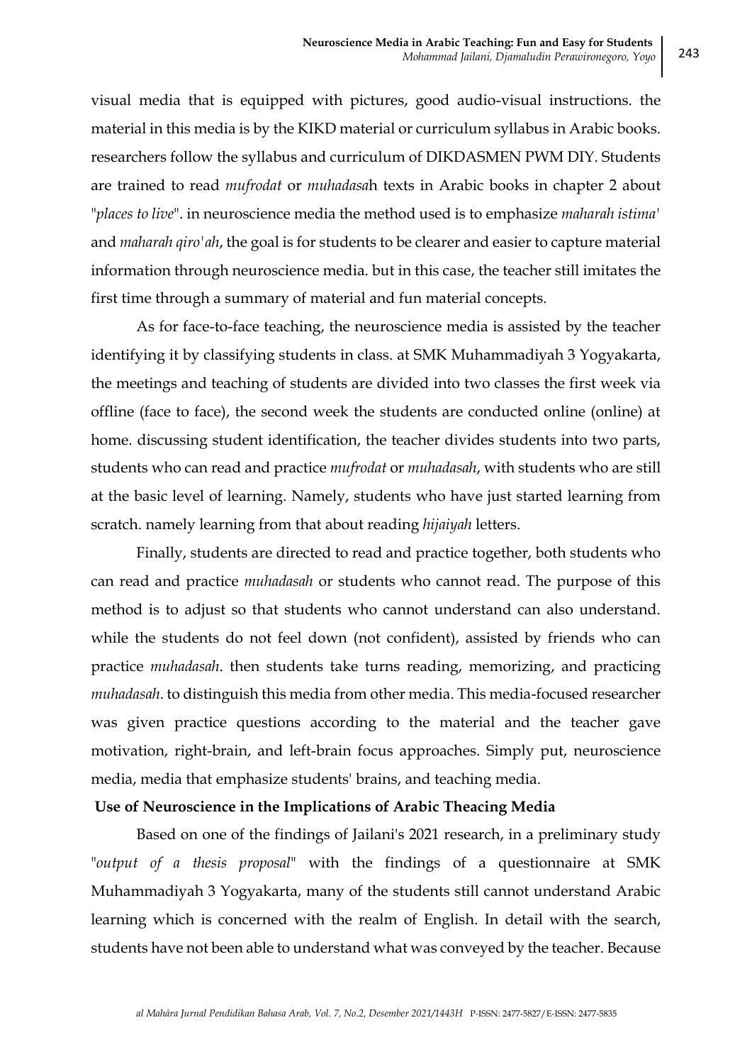visual media that is equipped with pictures, good audio-visual instructions. the material in this media is by the KIKD material or curriculum syllabus in Arabic books. researchers follow the syllabus and curriculum of DIKDASMEN PWM DIY. Students are trained to read *mufrodat* or *muhadasa*h texts in Arabic books in chapter 2 about "*places to live*". in neuroscience media the method used is to emphasize *maharah istima'* and *maharah qiro'ah*, the goal is for students to be clearer and easier to capture material information through neuroscience media. but in this case, the teacher still imitates the first time through a summary of material and fun material concepts.

As for face-to-face teaching, the neuroscience media is assisted by the teacher identifying it by classifying students in class. at SMK Muhammadiyah 3 Yogyakarta, the meetings and teaching of students are divided into two classes the first week via offline (face to face), the second week the students are conducted online (online) at home. discussing student identification, the teacher divides students into two parts, students who can read and practice *mufrodat* or *muhadasah*, with students who are still at the basic level of learning. Namely, students who have just started learning from scratch. namely learning from that about reading *hijaiyah* letters.

Finally, students are directed to read and practice together, both students who can read and practice *muhadasah* or students who cannot read. The purpose of this method is to adjust so that students who cannot understand can also understand. while the students do not feel down (not confident), assisted by friends who can practice *muhadasah*. then students take turns reading, memorizing, and practicing *muhadasah*. to distinguish this media from other media. This media-focused researcher was given practice questions according to the material and the teacher gave motivation, right-brain, and left-brain focus approaches. Simply put, neuroscience media, media that emphasize students' brains, and teaching media.

**Use of Neuroscience in the Implications of Arabic Theacing Media**

Based on one of the findings of Jailani's 2021 research, in a preliminary study "*output of a thesis proposal*" with the findings of a questionnaire at SMK Muhammadiyah 3 Yogyakarta, many of the students still cannot understand Arabic learning which is concerned with the realm of English. In detail with the search, students have not been able to understand what was conveyed by the teacher. Because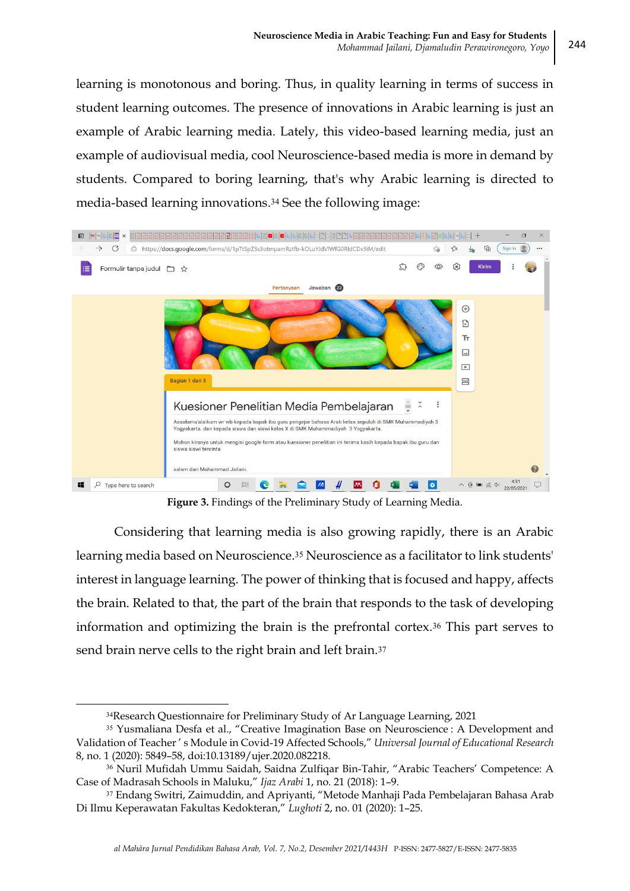learning is monotonous and boring. Thus, in quality learning in terms of success in student learning outcomes. The presence of innovations in Arabic learning is just an example of Arabic learning media. Lately, this video-based learning media, just an example of audiovisual media, cool Neuroscience-based media is more in demand by students. Compared to boring learning, that's why Arabic learning is directed to media-based learning innovations.[34] See the following image:

**Figure 3.** Findings of the Preliminary Study of Learning Media.

Considering that learning media is also growing rapidly, there is an Arabic learning media based on Neuroscience.[35] Neuroscience as a facilitator to link students' interest in language learning. The power of thinking that is focused and happy, affects the brain. Related to that, the part of the brain that responds to the task of developing information and optimizing the brain is the prefrontal cortex.[36] This part serves to send brain nerve cells to the right brain and left brain.[37]

---

[34]Research Questionnaire for Preliminary Study of Ar Language Learning, 2021

[35] Yusmaliana Desfa et al., "Creative Imagination Base on Neuroscience : A Development and Validation of Teacher ' s Module in Covid-19 Affected Schools," *Universal Journal of Educational Research* 8, no. 1 (2020): 5849–58, doi:10.13189/ujer.2020.082218.

[36] Nuril Mufidah Ummu Saidah, Saidna Zulfiqar Bin-Tahir, "Arabic Teachers' Competence: A Case of Madrasah Schools in Maluku," *Ijaz Arabi* 1, no. 21 (2018): 1–9.

[37] Endang Switri, Zaimuddin, and Apriyanti, "Metode Manhaji Pada Pembelajaran Bahasa Arab Di Ilmu Keperawatan Fakultas Kedokteran," *Lughoti* 2, no. 01 (2020): 1–25.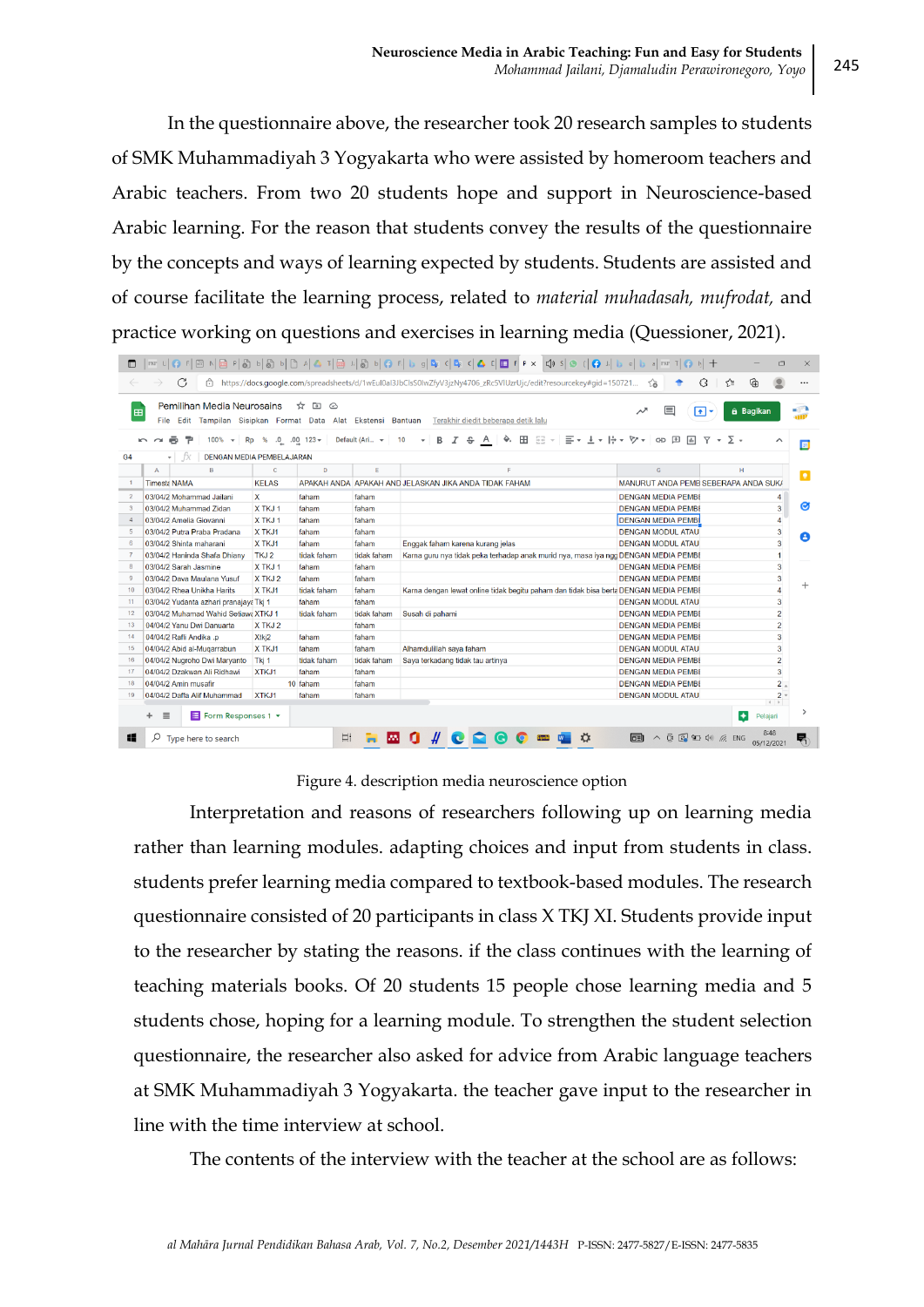In the questionnaire above, the researcher took 20 research samples to students of SMK Muhammadiyah 3 Yogyakarta who were assisted by homeroom teachers and Arabic teachers. From two 20 students hope and support in Neuroscience-based Arabic learning. For the reason that students convey the results of the questionnaire by the concepts and ways of learning expected by students. Students are assisted and of course facilitate the learning process, related to *material muhadasah, mufrodat,* and practice working on questions and exercises in learning media (Quessioner, 2021).

Figure 4. description media neuroscience option

Interpretation and reasons of researchers following up on learning media rather than learning modules. adapting choices and input from students in class. students prefer learning media compared to textbook-based modules. The research questionnaire consisted of 20 participants in class X TKJ XI. Students provide input to the researcher by stating the reasons. if the class continues with the learning of teaching materials books. Of 20 students 15 people chose learning media and 5 students chose, hoping for a learning module. To strengthen the student selection questionnaire, the researcher also asked for advice from Arabic language teachers at SMK Muhammadiyah 3 Yogyakarta. the teacher gave input to the researcher in line with the time interview at school.

The contents of the interview with the teacher at the school are as follows: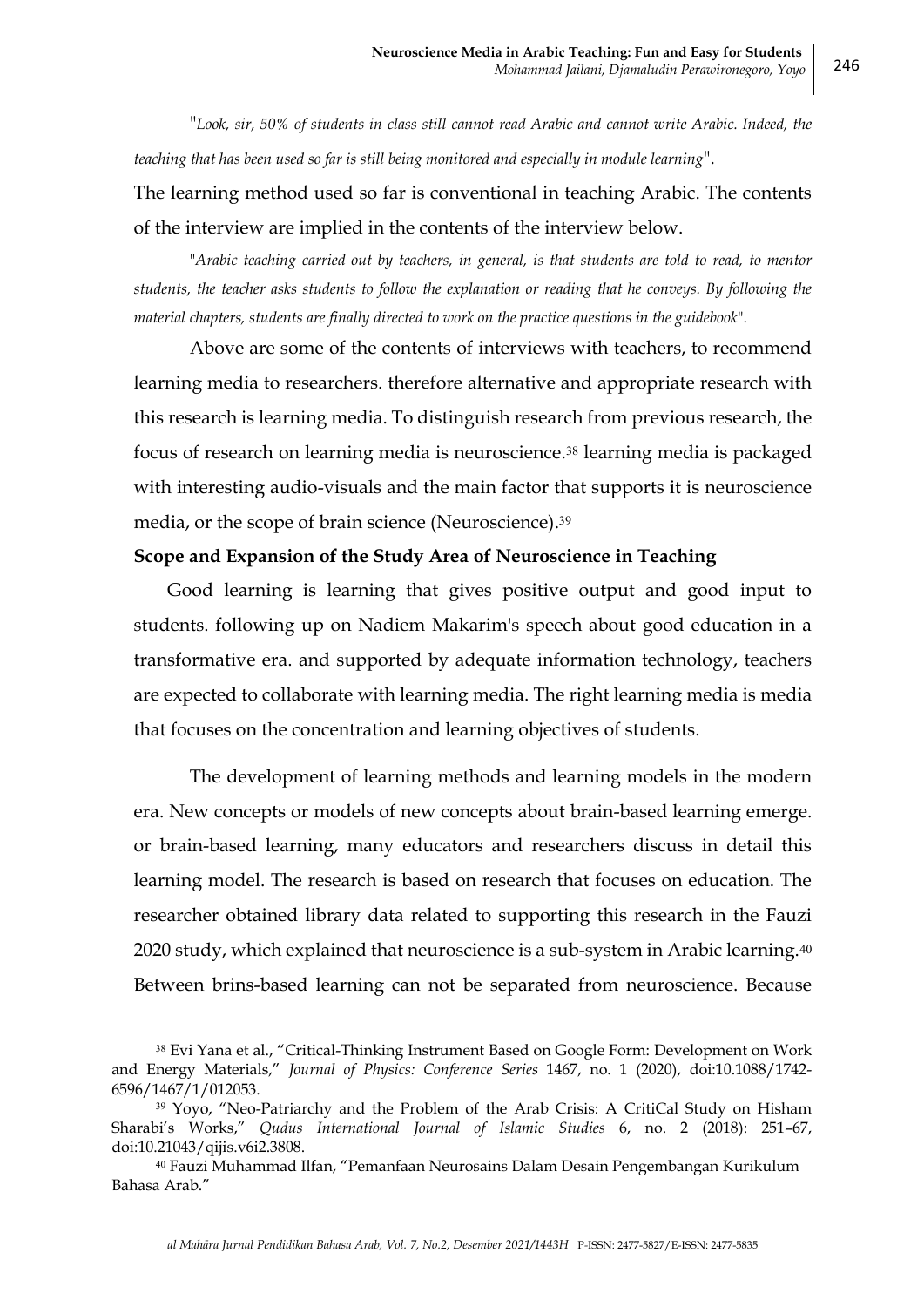"*Look, sir, 50% of students in class still cannot read Arabic and cannot write Arabic. Indeed, the teaching that has been used so far is still being monitored and especially in module learning*".

The learning method used so far is conventional in teaching Arabic. The contents of the interview are implied in the contents of the interview below.

"*Arabic teaching carried out by teachers, in general, is that students are told to read, to mentor students, the teacher asks students to follow the explanation or reading that he conveys. By following the material chapters, students are finally directed to work on the practice questions in the guidebook*".

Above are some of the contents of interviews with teachers, to recommend learning media to researchers. therefore alternative and appropriate research with this research is learning media. To distinguish research from previous research, the focus of research on learning media is neuroscience.[38] learning media is packaged with interesting audio-visuals and the main factor that supports it is neuroscience media, or the scope of brain science (Neuroscience).[39]

**Scope and Expansion of the Study Area of Neuroscience in Teaching**

Good learning is learning that gives positive output and good input to students. following up on Nadiem Makarim's speech about good education in a transformative era. and supported by adequate information technology, teachers are expected to collaborate with learning media. The right learning media is media that focuses on the concentration and learning objectives of students.

The development of learning methods and learning models in the modern era. New concepts or models of new concepts about brain-based learning emerge. or brain-based learning, many educators and researchers discuss in detail this learning model. The research is based on research that focuses on education. The researcher obtained library data related to supporting this research in the Fauzi 2020 study, which explained that neuroscience is a sub-system in Arabic learning.[40] Between brins-based learning can not be separated from neuroscience. Because

---

[38] Evi Yana et al., "Critical-Thinking Instrument Based on Google Form: Development on Work and Energy Materials," *Journal of Physics: Conference Series* 1467, no. 1 (2020), doi:10.1088/1742-6596/1467/1/012053.

[39] Yoyo, "Neo-Patriarchy and the Problem of the Arab Crisis: A CritiCal Study on Hisham Sharabi's Works," *Qudus International Journal of Islamic Studies* 6, no. 2 (2018): 251–67, doi:10.21043/qijis.v6i2.3808.

[40] Fauzi Muhammad Ilfan, "Pemanfaan Neurosains Dalam Desain Pengembangan Kurikulum Bahasa Arab."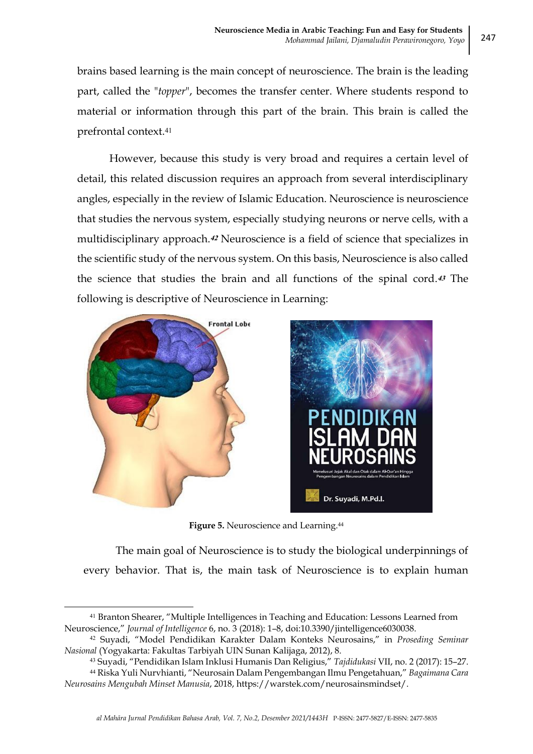brains based learning is the main concept of neuroscience. The brain is the leading part, called the "*topper*", becomes the transfer center. Where students respond to material or information through this part of the brain. This brain is called the prefrontal context.[41]

However, because this study is very broad and requires a certain level of detail, this related discussion requires an approach from several interdisciplinary angles, especially in the review of Islamic Education. Neuroscience is neuroscience that studies the nervous system, especially studying neurons or nerve cells, with a multidisciplinary approach.[42] Neuroscience is a field of science that specializes in the scientific study of the nervous system. On this basis, Neuroscience is also called the science that studies the brain and all functions of the spinal cord.[43] The following is descriptive of Neuroscience in Learning:

**Figure 5.** Neuroscience and Learning.[44]

The main goal of Neuroscience is to study the biological underpinnings of every behavior. That is, the main task of Neuroscience is to explain human

---

[41] Branton Shearer, "Multiple Intelligences in Teaching and Education: Lessons Learned from Neuroscience," *Journal of Intelligence* 6, no. 3 (2018): 1–8, doi:10.3390/jintelligence6030038.

[42] Suyadi, "Model Pendidikan Karakter Dalam Konteks Neurosains," in *Proseding Seminar Nasional* (Yogyakarta: Fakultas Tarbiyah UIN Sunan Kalijaga, 2012), 8.

[43] Suyadi, "Pendidikan Islam Inklusi Humanis Dan Religius," *Tajdidukasi* VII, no. 2 (2017): 15–27.

[44] Riska Yuli Nurvhianti, "Neurosain Dalam Pengembangan Ilmu Pengetahuan," *Bagaimana Cara Neurosains Mengubah Minset Manusia*, 2018, https://warstek.com/neurosainsmindset/.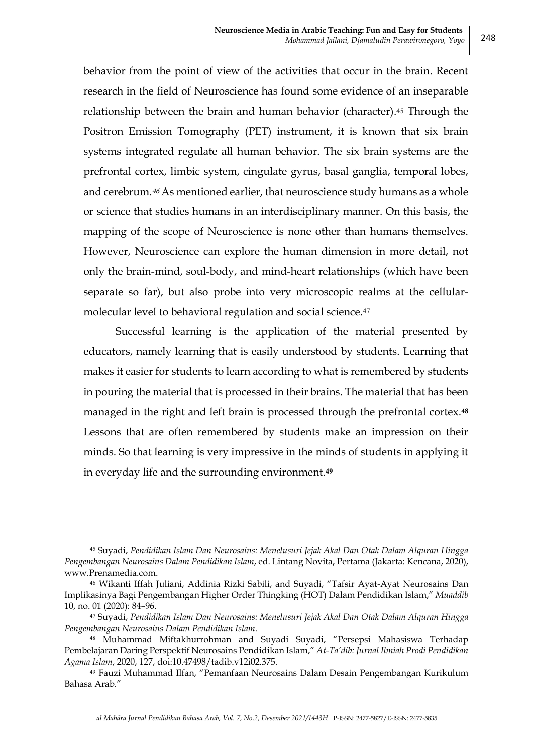behavior from the point of view of the activities that occur in the brain. Recent research in the field of Neuroscience has found some evidence of an inseparable relationship between the brain and human behavior (character).[45] Through the Positron Emission Tomography (PET) instrument, it is known that six brain systems integrated regulate all human behavior. The six brain systems are the prefrontal cortex, limbic system, cingulate gyrus, basal ganglia, temporal lobes, and cerebrum.[46] As mentioned earlier, that neuroscience study humans as a whole or science that studies humans in an interdisciplinary manner. On this basis, the mapping of the scope of Neuroscience is none other than humans themselves. However, Neuroscience can explore the human dimension in more detail, not only the brain-mind, soul-body, and mind-heart relationships (which have been separate so far), but also probe into very microscopic realms at the cellular-molecular level to behavioral regulation and social science.[47]

Successful learning is the application of the material presented by educators, namely learning that is easily understood by students. Learning that makes it easier for students to learn according to what is remembered by students in pouring the material that is processed in their brains. The material that has been managed in the right and left brain is processed through the prefrontal cortex.[48] Lessons that are often remembered by students make an impression on their minds. So that learning is very impressive in the minds of students in applying it in everyday life and the surrounding environment.[49]

---

[45] Suyadi, *Pendidikan Islam Dan Neurosains: Menelusuri Jejak Akal Dan Otak Dalam Alquran Hingga Pengembangan Neurosains Dalam Pendidikan Islam*, ed. Lintang Novita, Pertama (Jakarta: Kencana, 2020), www.Prenamedia.com.

[46] Wikanti Iffah Juliani, Addinia Rizki Sabili, and Suyadi, "Tafsir Ayat-Ayat Neurosains Dan Implikasinya Bagi Pengembangan Higher Order Thingking (HOT) Dalam Pendidikan Islam," *Muaddib* 10, no. 01 (2020): 84–96.

[47] Suyadi, *Pendidikan Islam Dan Neurosains: Menelusuri Jejak Akal Dan Otak Dalam Alquran Hingga Pengembangan Neurosains Dalam Pendidikan Islam*.

[48] Muhammad Miftakhurrohman and Suyadi Suyadi, "Persepsi Mahasiswa Terhadap Pembelajaran Daring Perspektif Neurosains Pendidikan Islam," *At-Ta'dib: Jurnal Ilmiah Prodi Pendidikan Agama Islam*, 2020, 127, doi:10.47498/tadib.v12i02.375.

[49] Fauzi Muhammad Ilfan, "Pemanfaan Neurosains Dalam Desain Pengembangan Kurikulum Bahasa Arab."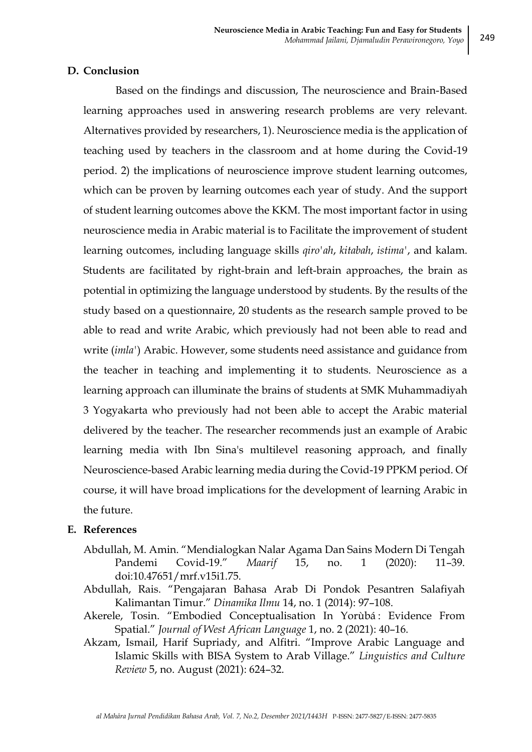## D. Conclusion

Based on the findings and discussion, The neuroscience and Brain-Based learning approaches used in answering research problems are very relevant. Alternatives provided by researchers, 1). Neuroscience media is the application of teaching used by teachers in the classroom and at home during the Covid-19 period. 2) the implications of neuroscience improve student learning outcomes, which can be proven by learning outcomes each year of study. And the support of student learning outcomes above the KKM. The most important factor in using neuroscience media in Arabic material is to Facilitate the improvement of student learning outcomes, including language skills *qiro'ah*, *kitabah*, *istima'*, and kalam. Students are facilitated by right-brain and left-brain approaches, the brain as potential in optimizing the language understood by students. By the results of the study based on a questionnaire, 20 students as the research sample proved to be able to read and write Arabic, which previously had not been able to read and write (*imla'*) Arabic. However, some students need assistance and guidance from the teacher in teaching and implementing it to students. Neuroscience as a learning approach can illuminate the brains of students at SMK Muhammadiyah 3 Yogyakarta who previously had not been able to accept the Arabic material delivered by the teacher. The researcher recommends just an example of Arabic learning media with Ibn Sina's multilevel reasoning approach, and finally Neuroscience-based Arabic learning media during the Covid-19 PPKM period. Of course, it will have broad implications for the development of learning Arabic in the future.

## E. References

Abdullah, M. Amin. "Mendialogkan Nalar Agama Dan Sains Modern Di Tengah Pandemi Covid-19." *Maarif* 15, no. 1 (2020): 11–39. doi:10.47651/mrf.v15i1.75.

Abdullah, Rais. "Pengajaran Bahasa Arab Di Pondok Pesantren Salafiyah Kalimantan Timur." *Dinamika Ilmu* 14, no. 1 (2014): 97–108.

Akerele, Tosin. "Embodied Conceptualisation In Yorùbá : Evidence From Spatial." *Journal of West African Language* 1, no. 2 (2021): 40–16.

Akzam, Ismail, Harif Supriady, and Alfitri. "Improve Arabic Language and Islamic Skills with BISA System to Arab Village." *Linguistics and Culture Review* 5, no. August (2021): 624–32.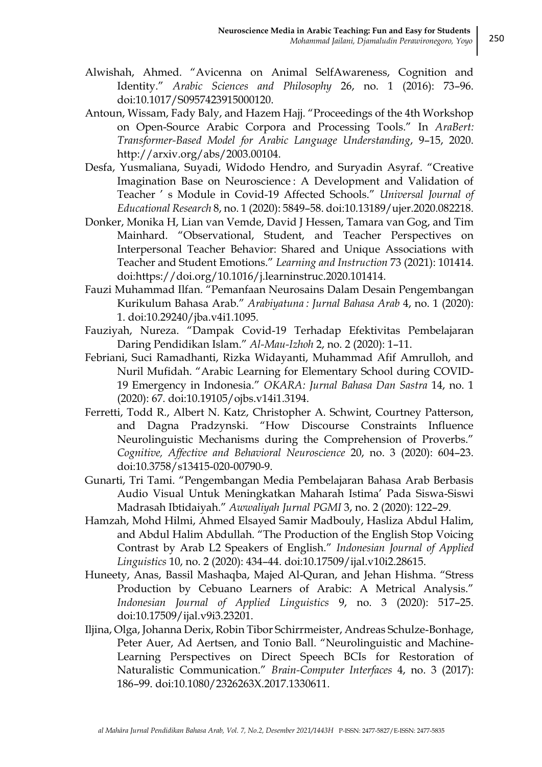Alwishah, Ahmed. "Avicenna on Animal SelfAwareness, Cognition and Identity." *Arabic Sciences and Philosophy* 26, no. 1 (2016): 73–96. doi:10.1017/S0957423915000120.

Antoun, Wissam, Fady Baly, and Hazem Hajj. "Proceedings of the 4th Workshop on Open-Source Arabic Corpora and Processing Tools." In *AraBert: Transformer-Based Model for Arabic Language Understanding*, 9–15, 2020. http://arxiv.org/abs/2003.00104.

Desfa, Yusmaliana, Suyadi, Widodo Hendro, and Suryadin Asyraf. "Creative Imagination Base on Neuroscience : A Development and Validation of Teacher ' s Module in Covid-19 Affected Schools." *Universal Journal of Educational Research* 8, no. 1 (2020): 5849–58. doi:10.13189/ujer.2020.082218.

Donker, Monika H, Lian van Vemde, David J Hessen, Tamara van Gog, and Tim Mainhard. "Observational, Student, and Teacher Perspectives on Interpersonal Teacher Behavior: Shared and Unique Associations with Teacher and Student Emotions." *Learning and Instruction* 73 (2021): 101414. doi:https://doi.org/10.1016/j.learninstruc.2020.101414.

Fauzi Muhammad Ilfan. "Pemanfaan Neurosains Dalam Desain Pengembangan Kurikulum Bahasa Arab." *Arabiyatuna : Jurnal Bahasa Arab* 4, no. 1 (2020): 1. doi:10.29240/jba.v4i1.1095.

Fauziyah, Nureza. "Dampak Covid-19 Terhadap Efektivitas Pembelajaran Daring Pendidikan Islam." *Al-Mau-Izhoh* 2, no. 2 (2020): 1–11.

Febriani, Suci Ramadhanti, Rizka Widayanti, Muhammad Afif Amrulloh, and Nuril Mufidah. "Arabic Learning for Elementary School during COVID-19 Emergency in Indonesia." *OKARA: Jurnal Bahasa Dan Sastra* 14, no. 1 (2020): 67. doi:10.19105/ojbs.v14i1.3194.

Ferretti, Todd R., Albert N. Katz, Christopher A. Schwint, Courtney Patterson, and Dagna Pradzynski. "How Discourse Constraints Influence Neurolinguistic Mechanisms during the Comprehension of Proverbs." *Cognitive, Affective and Behavioral Neuroscience* 20, no. 3 (2020): 604–23. doi:10.3758/s13415-020-00790-9.

Gunarti, Tri Tami. "Pengembangan Media Pembelajaran Bahasa Arab Berbasis Audio Visual Untuk Meningkatkan Maharah Istima' Pada Siswa-Siswi Madrasah Ibtidaiyah." *Awwaliyah Jurnal PGMI* 3, no. 2 (2020): 122–29.

Hamzah, Mohd Hilmi, Ahmed Elsayed Samir Madbouly, Hasliza Abdul Halim, and Abdul Halim Abdullah. "The Production of the English Stop Voicing Contrast by Arab L2 Speakers of English." *Indonesian Journal of Applied Linguistics* 10, no. 2 (2020): 434–44. doi:10.17509/ijal.v10i2.28615.

Huneety, Anas, Bassil Mashaqba, Majed Al-Quran, and Jehan Hishma. "Stress Production by Cebuano Learners of Arabic: A Metrical Analysis." *Indonesian Journal of Applied Linguistics* 9, no. 3 (2020): 517–25. doi:10.17509/ijal.v9i3.23201.

Iljina, Olga, Johanna Derix, Robin Tibor Schirrmeister, Andreas Schulze-Bonhage, Peter Auer, Ad Aertsen, and Tonio Ball. "Neurolinguistic and Machine-Learning Perspectives on Direct Speech BCIs for Restoration of Naturalistic Communication." *Brain-Computer Interfaces* 4, no. 3 (2017): 186–99. doi:10.1080/2326263X.2017.1330611.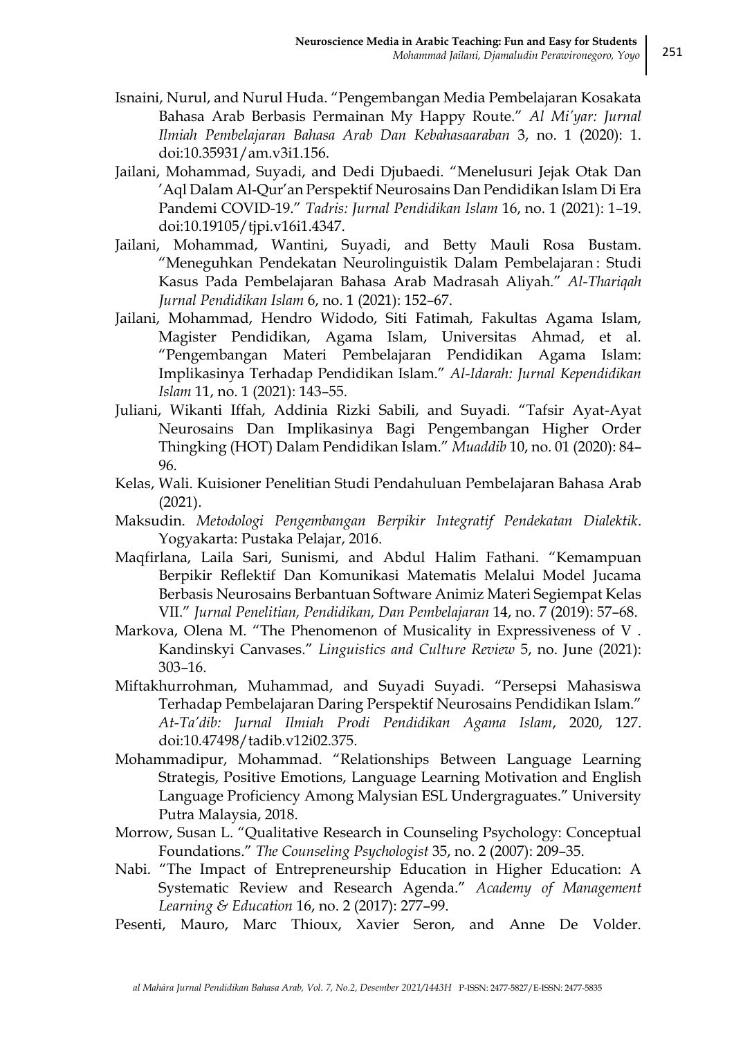Isnaini, Nurul, and Nurul Huda. "Pengembangan Media Pembelajaran Kosakata Bahasa Arab Berbasis Permainan My Happy Route." *Al Mi'yar: Jurnal Ilmiah Pembelajaran Bahasa Arab Dan Kebahasaaraban* 3, no. 1 (2020): 1. doi:10.35931/am.v3i1.156.

Jailani, Mohammad, Suyadi, and Dedi Djubaedi. "Menelusuri Jejak Otak Dan 'Aql Dalam Al-Qur'an Perspektif Neurosains Dan Pendidikan Islam Di Era Pandemi COVID-19." *Tadris: Jurnal Pendidikan Islam* 16, no. 1 (2021): 1–19. doi:10.19105/tjpi.v16i1.4347.

Jailani, Mohammad, Wantini, Suyadi, and Betty Mauli Rosa Bustam. "Meneguhkan Pendekatan Neurolinguistik Dalam Pembelajaran : Studi Kasus Pada Pembelajaran Bahasa Arab Madrasah Aliyah." *Al-Thariqah Jurnal Pendidikan Islam* 6, no. 1 (2021): 152–67.

Jailani, Mohammad, Hendro Widodo, Siti Fatimah, Fakultas Agama Islam, Magister Pendidikan, Agama Islam, Universitas Ahmad, et al. "Pengembangan Materi Pembelajaran Pendidikan Agama Islam: Implikasinya Terhadap Pendidikan Islam." *Al-Idarah: Jurnal Kependidikan Islam* 11, no. 1 (2021): 143–55.

Juliani, Wikanti Iffah, Addinia Rizki Sabili, and Suyadi. "Tafsir Ayat-Ayat Neurosains Dan Implikasinya Bagi Pengembangan Higher Order Thingking (HOT) Dalam Pendidikan Islam." *Muaddib* 10, no. 01 (2020): 84–96.

Kelas, Wali. Kuisioner Penelitian Studi Pendahuluan Pembelajaran Bahasa Arab (2021).

Maksudin. *Metodologi Pengembangan Berpikir Integratif Pendekatan Dialektik*. Yogyakarta: Pustaka Pelajar, 2016.

Maqfirlana, Laila Sari, Sunismi, and Abdul Halim Fathani. "Kemampuan Berpikir Reflektif Dan Komunikasi Matematis Melalui Model Jucama Berbasis Neurosains Berbantuan Software Animiz Materi Segiempat Kelas VII." *Jurnal Penelitian, Pendidikan, Dan Pembelajaran* 14, no. 7 (2019): 57–68.

Markova, Olena M. "The Phenomenon of Musicality in Expressiveness of V . Kandinskyi Canvases." *Linguistics and Culture Review* 5, no. June (2021): 303–16.

Miftakhurrohman, Muhammad, and Suyadi Suyadi. "Persepsi Mahasiswa Terhadap Pembelajaran Daring Perspektif Neurosains Pendidikan Islam." *At-Ta'dib: Jurnal Ilmiah Prodi Pendidikan Agama Islam*, 2020, 127. doi:10.47498/tadib.v12i02.375.

Mohammadipur, Mohammad. "Relationships Between Language Learning Strategis, Positive Emotions, Language Learning Motivation and English Language Proficiency Among Malysian ESL Undergraguates." University Putra Malaysia, 2018.

Morrow, Susan L. "Qualitative Research in Counseling Psychology: Conceptual Foundations." *The Counseling Psychologist* 35, no. 2 (2007): 209–35.

Nabi. "The Impact of Entrepreneurship Education in Higher Education: A Systematic Review and Research Agenda." *Academy of Management Learning & Education* 16, no. 2 (2017): 277–99.

Pesenti, Mauro, Marc Thioux, Xavier Seron, and Anne De Volder.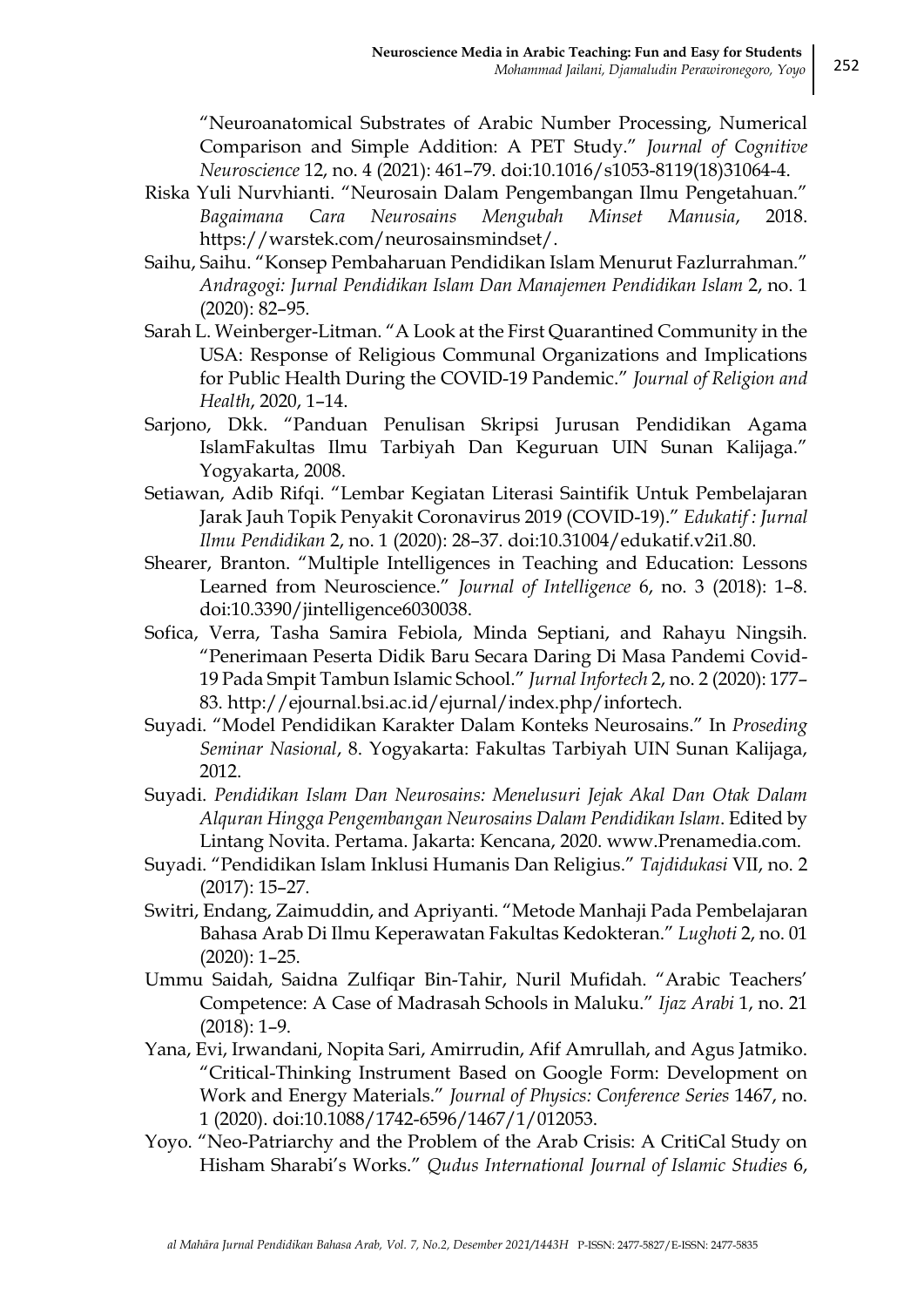"Neuroanatomical Substrates of Arabic Number Processing, Numerical Comparison and Simple Addition: A PET Study." *Journal of Cognitive Neuroscience* 12, no. 4 (2021): 461–79. doi:10.1016/s1053-8119(18)31064-4.

Riska Yuli Nurvhianti. "Neurosain Dalam Pengembangan Ilmu Pengetahuan." *Bagaimana Cara Neurosains Mengubah Minset Manusia*, 2018. https://warstek.com/neurosainsmindset/.

Saihu, Saihu. "Konsep Pembaharuan Pendidikan Islam Menurut Fazlurrahman." *Andragogi: Jurnal Pendidikan Islam Dan Manajemen Pendidikan Islam* 2, no. 1 (2020): 82–95.

Sarah L. Weinberger-Litman. "A Look at the First Quarantined Community in the USA: Response of Religious Communal Organizations and Implications for Public Health During the COVID-19 Pandemic." *Journal of Religion and Health*, 2020, 1–14.

Sarjono, Dkk. "Panduan Penulisan Skripsi Jurusan Pendidikan Agama IslamFakultas Ilmu Tarbiyah Dan Keguruan UIN Sunan Kalijaga." Yogyakarta, 2008.

Setiawan, Adib Rifqi. "Lembar Kegiatan Literasi Saintifik Untuk Pembelajaran Jarak Jauh Topik Penyakit Coronavirus 2019 (COVID-19)." *Edukatif : Jurnal Ilmu Pendidikan* 2, no. 1 (2020): 28–37. doi:10.31004/edukatif.v2i1.80.

Shearer, Branton. "Multiple Intelligences in Teaching and Education: Lessons Learned from Neuroscience." *Journal of Intelligence* 6, no. 3 (2018): 1–8. doi:10.3390/jintelligence6030038.

Sofica, Verra, Tasha Samira Febiola, Minda Septiani, and Rahayu Ningsih. "Penerimaan Peserta Didik Baru Secara Daring Di Masa Pandemi Covid-19 Pada Smpit Tambun Islamic School." *Jurnal Infortech* 2, no. 2 (2020): 177–83. http://ejournal.bsi.ac.id/ejurnal/index.php/infortech.

Suyadi. "Model Pendidikan Karakter Dalam Konteks Neurosains." In *Proseding Seminar Nasional*, 8. Yogyakarta: Fakultas Tarbiyah UIN Sunan Kalijaga, 2012.

Suyadi. *Pendidikan Islam Dan Neurosains: Menelusuri Jejak Akal Dan Otak Dalam Alquran Hingga Pengembangan Neurosains Dalam Pendidikan Islam*. Edited by Lintang Novita. Pertama. Jakarta: Kencana, 2020. www.Prenamedia.com.

Suyadi. "Pendidikan Islam Inklusi Humanis Dan Religius." *Tajdidukasi* VII, no. 2 (2017): 15–27.

Switri, Endang, Zaimuddin, and Apriyanti. "Metode Manhaji Pada Pembelajaran Bahasa Arab Di Ilmu Keperawatan Fakultas Kedokteran." *Lughoti* 2, no. 01 (2020): 1–25.

Ummu Saidah, Saidna Zulfiqar Bin-Tahir, Nuril Mufidah. "Arabic Teachers' Competence: A Case of Madrasah Schools in Maluku." *Ijaz Arabi* 1, no. 21 (2018): 1–9.

Yana, Evi, Irwandani, Nopita Sari, Amirrudin, Afif Amrullah, and Agus Jatmiko. "Critical-Thinking Instrument Based on Google Form: Development on Work and Energy Materials." *Journal of Physics: Conference Series* 1467, no. 1 (2020). doi:10.1088/1742-6596/1467/1/012053.

Yoyo. "Neo-Patriarchy and the Problem of the Arab Crisis: A CritiCal Study on Hisham Sharabi's Works." *Qudus International Journal of Islamic Studies* 6,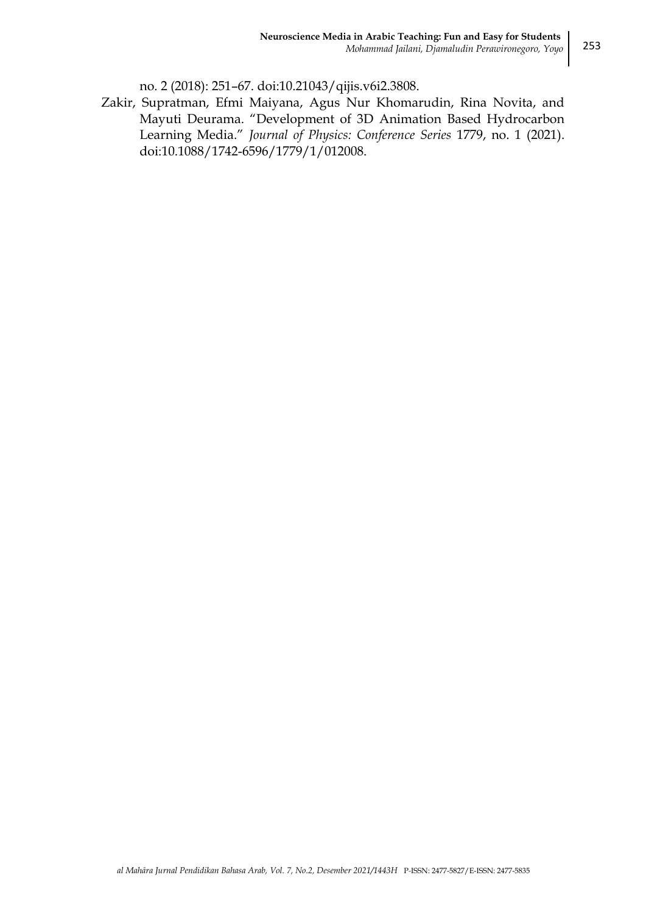no. 2 (2018): 251–67. doi:10.21043/qijis.v6i2.3808.

Zakir, Supratman, Efmi Maiyana, Agus Nur Khomarudin, Rina Novita, and Mayuti Deurama. "Development of 3D Animation Based Hydrocarbon Learning Media." *Journal of Physics: Conference Series* 1779, no. 1 (2021). doi:10.1088/1742-6596/1779/1/012008.